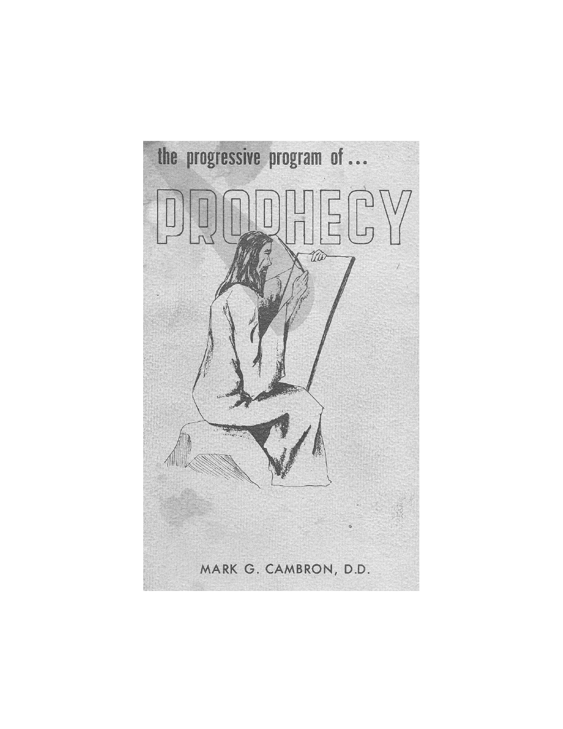the progressive program of ...

# PROPHECY

MARK G. CAMBRON, D.D.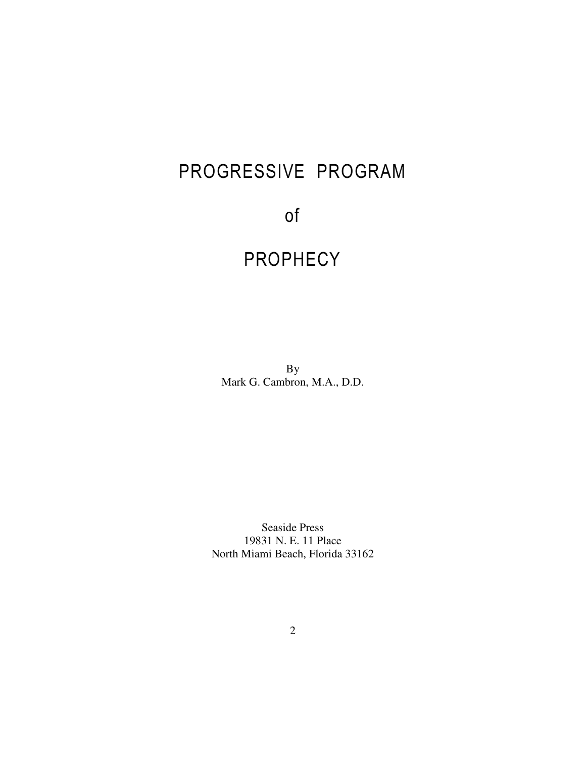# PROGRESSIVE PROGRAM

# of

# PROPHECY

By
Mark G. Cambron, M.A., D.D.

Seaside Press
19831 N. E. 11 Place
North Miami Beach, Florida 33162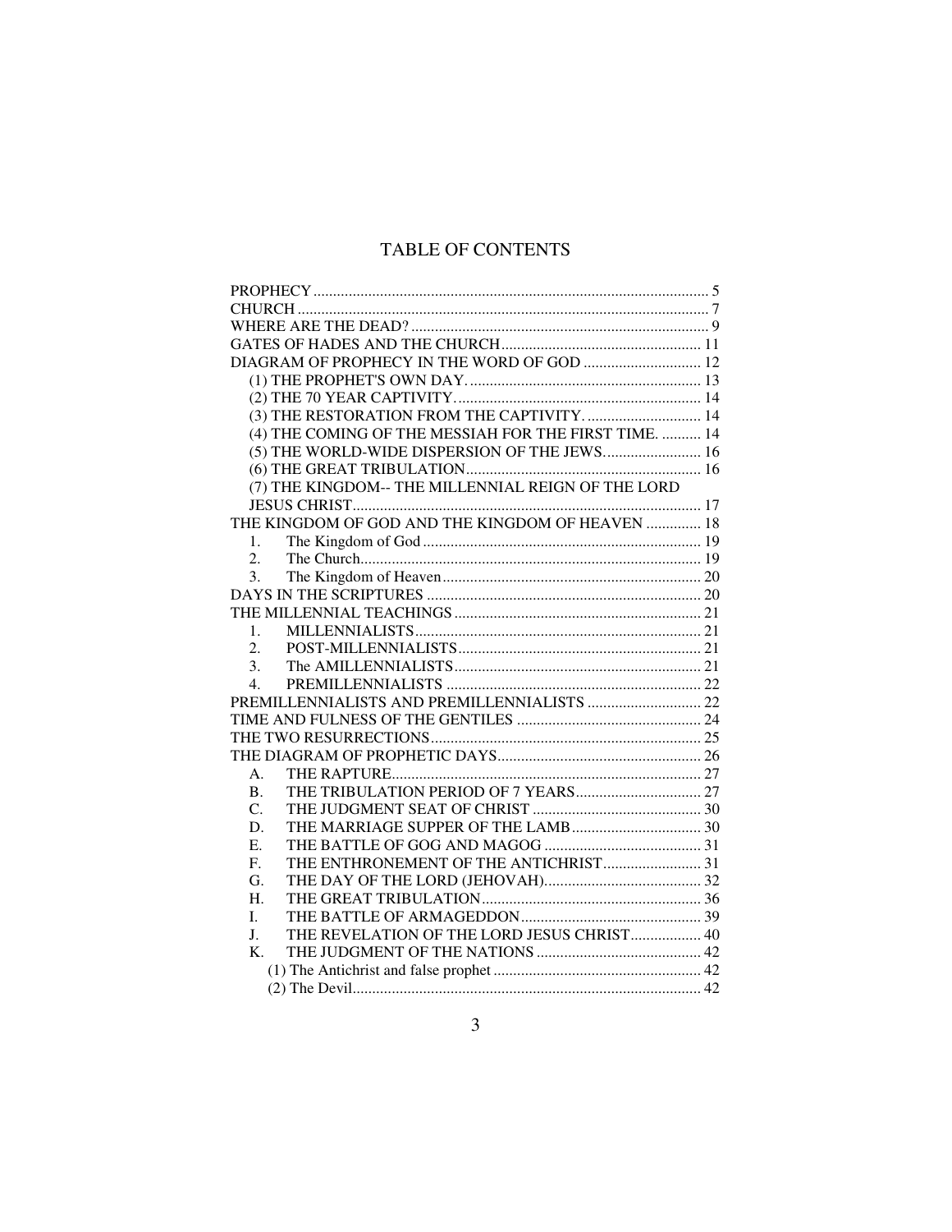# TABLE OF CONTENTS

PROPHECY ........................................................................................ 5
CHURCH ........................................................................................... 7
WHERE ARE THE DEAD? .................................................................... 9
GATES OF HADES AND THE CHURCH .................................................. 11
DIAGRAM OF PROPHECY IN THE WORD OF GOD .............................. 12
- (1) THE PROPHET'S OWN DAY. ....................................................... 13
- (2) THE 70 YEAR CAPTIVITY. .......................................................... 14
- (3) THE RESTORATION FROM THE CAPTIVITY. ................................ 14
- (4) THE COMING OF THE MESSIAH FOR THE FIRST TIME. .......... 14
- (5) THE WORLD-WIDE DISPERSION OF THE JEWS. ........................ 16
- (6) THE GREAT TRIBULATION ........................................................ 16
- (7) THE KINGDOM-- THE MILLENNIAL REIGN OF THE LORD JESUS CHRIST ........................................................................................ 17

THE KINGDOM OF GOD AND THE KINGDOM OF HEAVEN .............. 18
1. The Kingdom of God ....................................................................... 19
2. The Church ...................................................................................... 19
3. The Kingdom of Heaven .................................................................. 20

DAYS IN THE SCRIPTURES ................................................................ 20
THE MILLENNIAL TEACHINGS .......................................................... 21
1. MILLENNIALISTS ............................................................................ 21
2. POST-MILLENNIALISTS .................................................................. 21
3. The AMILLENNIALISTS ................................................................... 21
4. PREMILLENNIALISTS ..................................................................... 22

PREMILLENNIALISTS AND PREMILLENNIALISTS ............................. 22
TIME AND FULNESS OF THE GENTILES ............................................ 24
THE TWO RESURRECTIONS ................................................................ 25
THE DIAGRAM OF PROPHETIC DAYS ................................................ 26
- A. THE RAPTURE ............................................................................. 27
- B. THE TRIBULATION PERIOD OF 7 YEARS ..................................... 27
- C. THE JUDGMENT SEAT OF CHRIST ............................................... 30
- D. THE MARRIAGE SUPPER OF THE LAMB ...................................... 30
- E. THE BATTLE OF GOG AND MAGOG ............................................ 31
- F. THE ENTHRONEMENT OF THE ANTICHRIST ................................ 31
- G. THE DAY OF THE LORD (JEHOVAH) ............................................ 32
- H. THE GREAT TRIBULATION .......................................................... 36
- I. THE BATTLE OF ARMAGEDDON .................................................. 39
- J. THE REVELATION OF THE LORD JESUS CHRIST .......................... 40
- K. THE JUDGMENT OF THE NATIONS ............................................... 42
  - (1) The Antichrist and false prophet .............................................. 42
  - (2) The Devil .................................................................................. 42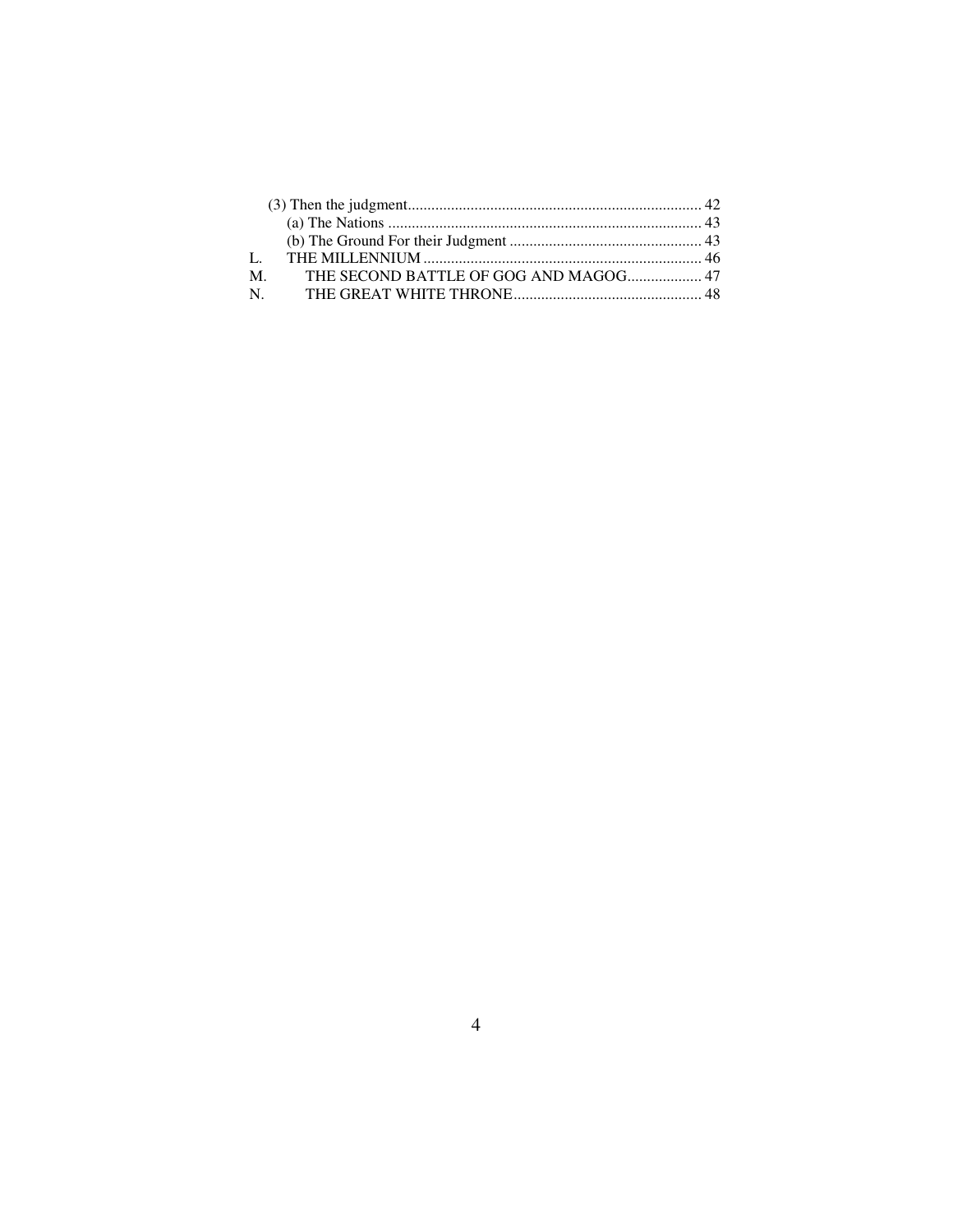(3) Then the judgment .......................................................................... 42

(a) The Nations ................................................................................ 43

(b) The Ground For their Judgment ................................................. 43

L. THE MILLENNIUM ....................................................................... 46

M. THE SECOND BATTLE OF GOG AND MAGOG ................... 47

N. THE GREAT WHITE THRONE ................................................ 48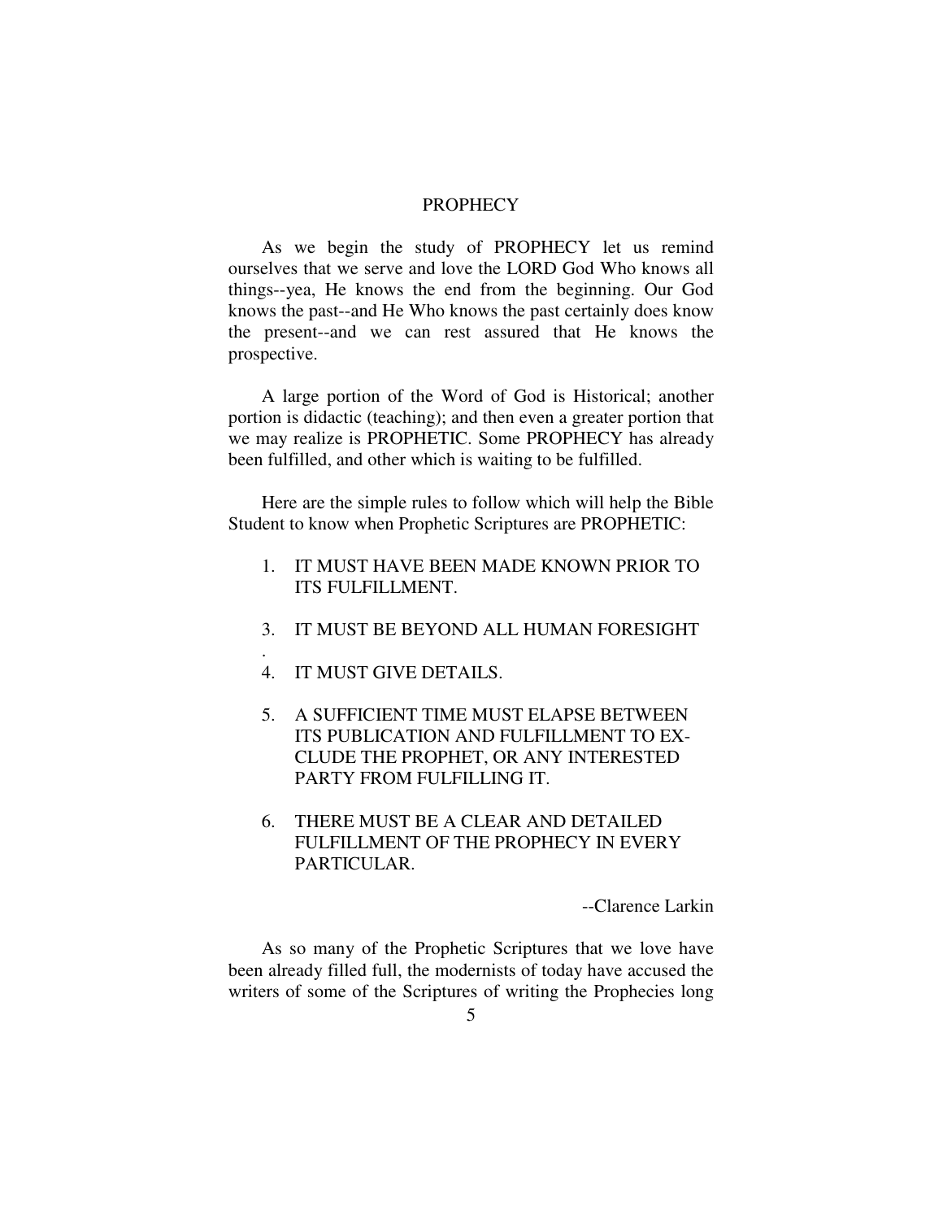# PROPHECY

As we begin the study of PROPHECY let us remind ourselves that we serve and love the LORD God Who knows all things--yea, He knows the end from the beginning. Our God knows the past--and He Who knows the past certainly does know the present--and we can rest assured that He knows the prospective.

A large portion of the Word of God is Historical; another portion is didactic (teaching); and then even a greater portion that we may realize is PROPHETIC. Some PROPHECY has already been fulfilled, and other which is waiting to be fulfilled.

Here are the simple rules to follow which will help the Bible Student to know when Prophetic Scriptures are PROPHETIC:

1. IT MUST HAVE BEEN MADE KNOWN PRIOR TO ITS FULFILLMENT.

3. IT MUST BE BEYOND ALL HUMAN FORESIGHT
.
4. IT MUST GIVE DETAILS.

5. A SUFFICIENT TIME MUST ELAPSE BETWEEN ITS PUBLICATION AND FULFILLMENT TO EXCLUDE THE PROPHET, OR ANY INTERESTED PARTY FROM FULFILLING IT.

6. THERE MUST BE A CLEAR AND DETAILED FULFILLMENT OF THE PROPHECY IN EVERY PARTICULAR.

--Clarence Larkin

As so many of the Prophetic Scriptures that we love have been already filled full, the modernists of today have accused the writers of some of the Scriptures of writing the Prophecies long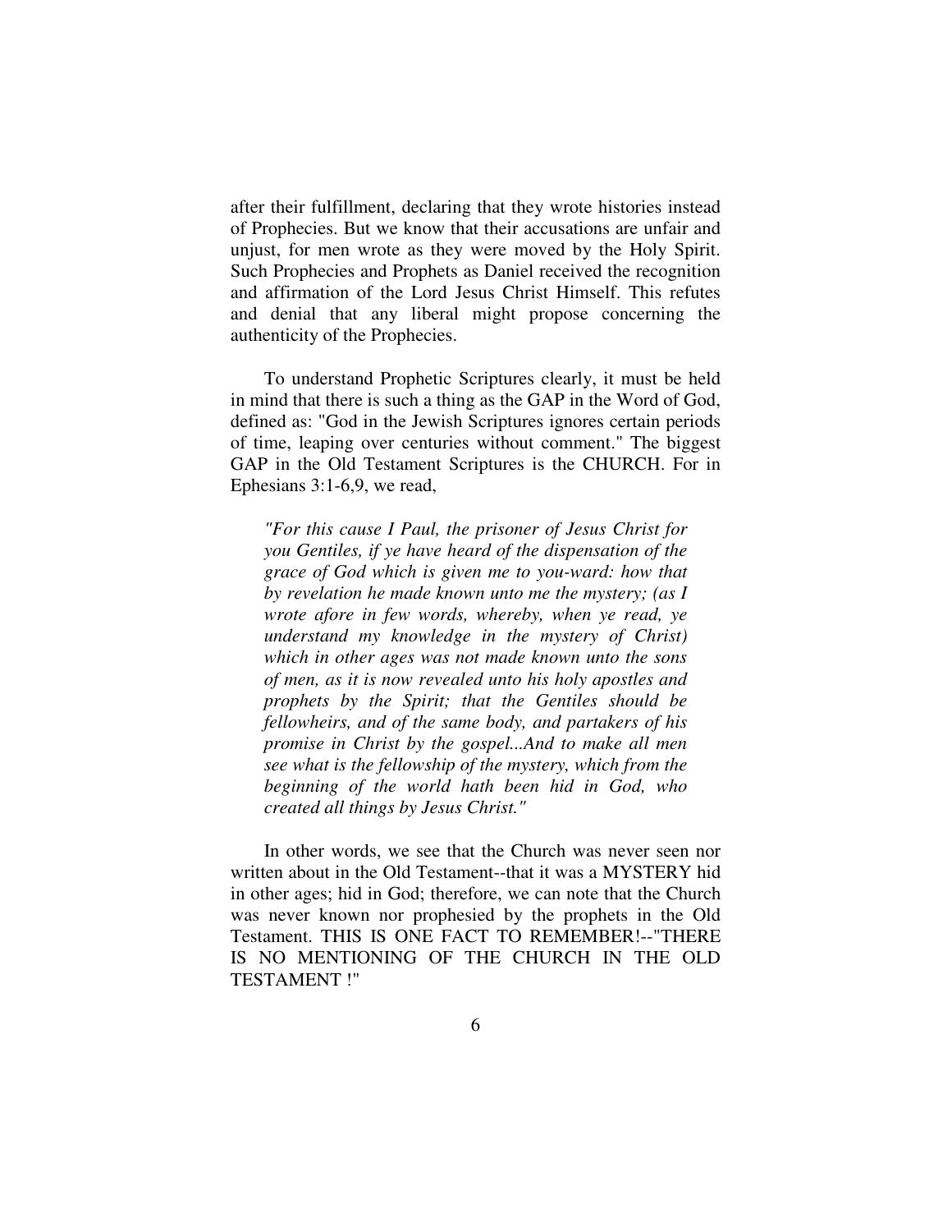after their fulfillment, declaring that they wrote histories instead of Prophecies. But we know that their accusations are unfair and unjust, for men wrote as they were moved by the Holy Spirit. Such Prophecies and Prophets as Daniel received the recognition and affirmation of the Lord Jesus Christ Himself. This refutes and denial that any liberal might propose concerning the authenticity of the Prophecies.

To understand Prophetic Scriptures clearly, it must be held in mind that there is such a thing as the GAP in the Word of God, defined as: "God in the Jewish Scriptures ignores certain periods of time, leaping over centuries without comment." The biggest GAP in the Old Testament Scriptures is the CHURCH. For in Ephesians 3:1-6,9, we read,

> *"For this cause I Paul, the prisoner of Jesus Christ for you Gentiles, if ye have heard of the dispensation of the grace of God which is given me to you-ward: how that by revelation he made known unto me the mystery; (as I wrote afore in few words, whereby, when ye read, ye understand my knowledge in the mystery of Christ) which in other ages was not made known unto the sons of men, as it is now revealed unto his holy apostles and prophets by the Spirit; that the Gentiles should be fellowheirs, and of the same body, and partakers of his promise in Christ by the gospel...And to make all men see what is the fellowship of the mystery, which from the beginning of the world hath been hid in God, who created all things by Jesus Christ."*

In other words, we see that the Church was never seen nor written about in the Old Testament--that it was a MYSTERY hid in other ages; hid in God; therefore, we can note that the Church was never known nor prophesied by the prophets in the Old Testament. THIS IS ONE FACT TO REMEMBER!--"THERE IS NO MENTIONING OF THE CHURCH IN THE OLD TESTAMENT !"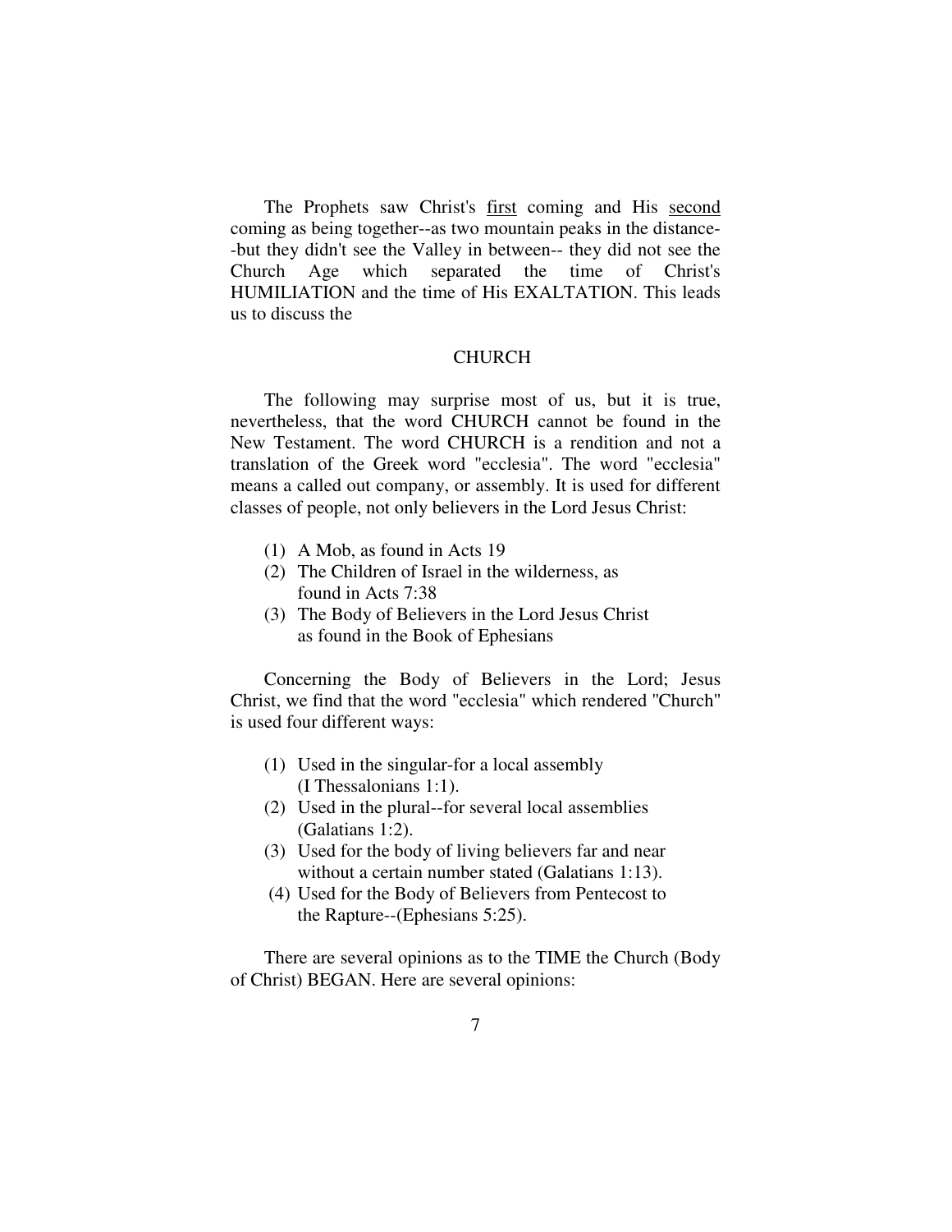The Prophets saw Christ's <u>first</u> coming and His <u>second</u> coming as being together--as two mountain peaks in the distance--but they didn't see the Valley in between-- they did not see the Church Age which separated the time of Christ's HUMILIATION and the time of His EXALTATION. This leads us to discuss the

## CHURCH

The following may surprise most of us, but it is true, nevertheless, that the word CHURCH cannot be found in the New Testament. The word CHURCH is a rendition and not a translation of the Greek word "ecclesia". The word "ecclesia" means a called out company, or assembly. It is used for different classes of people, not only believers in the Lord Jesus Christ:

(1) A Mob, as found in Acts 19
(2) The Children of Israel in the wilderness, as found in Acts 7:38
(3) The Body of Believers in the Lord Jesus Christ as found in the Book of Ephesians

Concerning the Body of Believers in the Lord; Jesus Christ, we find that the word "ecclesia" which rendered "Church" is used four different ways:

(1) Used in the singular-for a local assembly (I Thessalonians 1:1).
(2) Used in the plural--for several local assemblies (Galatians 1:2).
(3) Used for the body of living believers far and near without a certain number stated (Galatians 1:13).
(4) Used for the Body of Believers from Pentecost to the Rapture--(Ephesians 5:25).

There are several opinions as to the TIME the Church (Body of Christ) BEGAN. Here are several opinions: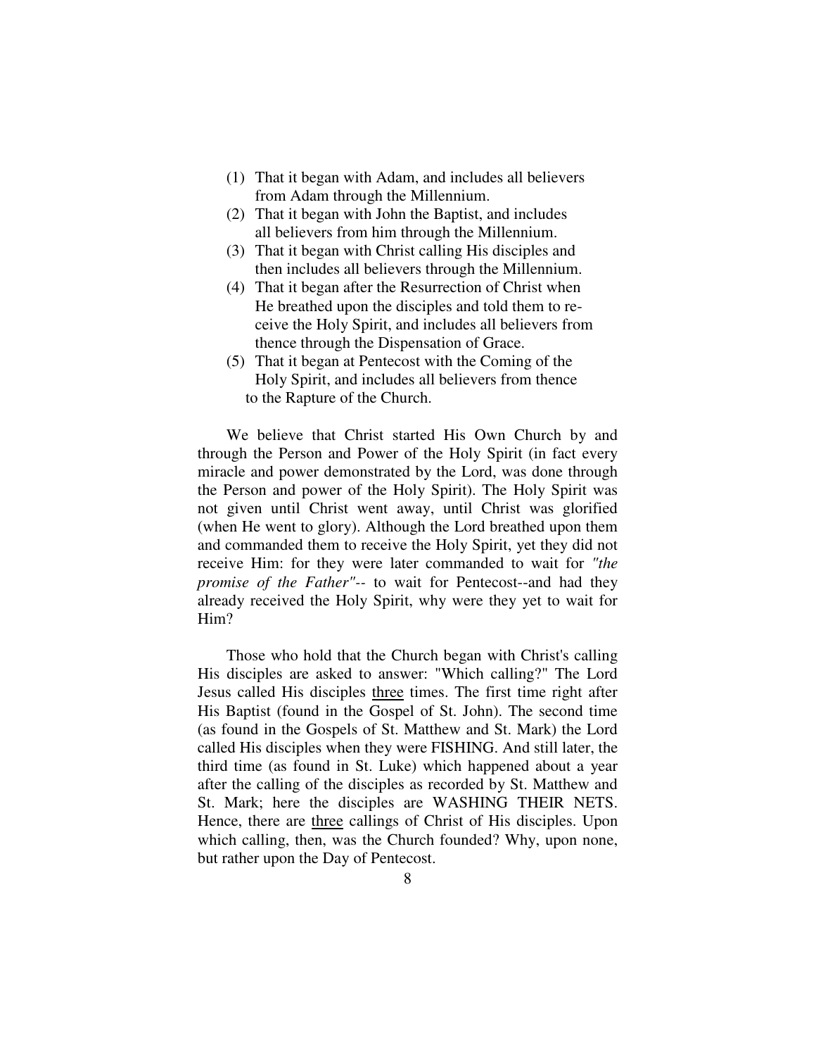(1) That it began with Adam, and includes all believers from Adam through the Millennium.
(2) That it began with John the Baptist, and includes all believers from him through the Millennium.
(3) That it began with Christ calling His disciples and then includes all believers through the Millennium.
(4) That it began after the Resurrection of Christ when He breathed upon the disciples and told them to receive the Holy Spirit, and includes all believers from thence through the Dispensation of Grace.
(5) That it began at Pentecost with the Coming of the Holy Spirit, and includes all believers from thence to the Rapture of the Church.

We believe that Christ started His Own Church by and through the Person and Power of the Holy Spirit (in fact every miracle and power demonstrated by the Lord, was done through the Person and power of the Holy Spirit). The Holy Spirit was not given until Christ went away, until Christ was glorified (when He went to glory). Although the Lord breathed upon them and commanded them to receive the Holy Spirit, yet they did not receive Him: for they were later commanded to wait for *"the promise of the Father"*-- to wait for Pentecost--and had they already received the Holy Spirit, why were they yet to wait for Him?

Those who hold that the Church began with Christ's calling His disciples are asked to answer: "Which calling?" The Lord Jesus called His disciples <u>three</u> times. The first time right after His Baptist (found in the Gospel of St. John). The second time (as found in the Gospels of St. Matthew and St. Mark) the Lord called His disciples when they were FISHING. And still later, the third time (as found in St. Luke) which happened about a year after the calling of the disciples as recorded by St. Matthew and St. Mark; here the disciples are WASHING THEIR NETS. Hence, there are <u>three</u> callings of Christ of His disciples. Upon which calling, then, was the Church founded? Why, upon none, but rather upon the Day of Pentecost.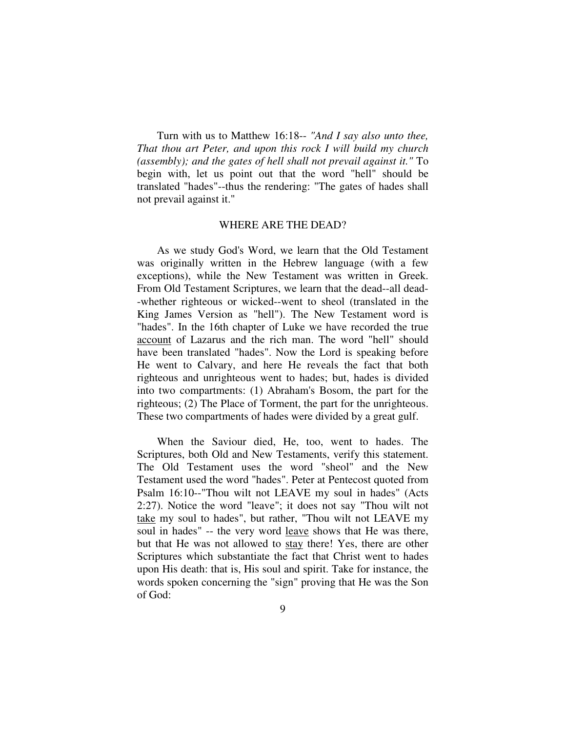Turn with us to Matthew 16:18-- *"And I say also unto thee, That thou art Peter, and upon this rock I will build my church (assembly); and the gates of hell shall not prevail against it."* To begin with, let us point out that the word "hell" should be translated "hades"--thus the rendering: "The gates of hades shall not prevail against it."

## WHERE ARE THE DEAD?

As we study God's Word, we learn that the Old Testament was originally written in the Hebrew language (with a few exceptions), while the New Testament was written in Greek. From Old Testament Scriptures, we learn that the dead--all dead--whether righteous or wicked--went to sheol (translated in the King James Version as "hell"). The New Testament word is "hades". In the 16th chapter of Luke we have recorded the true <u>account</u> of Lazarus and the rich man. The word "hell" should have been translated "hades". Now the Lord is speaking before He went to Calvary, and here He reveals the fact that both righteous and unrighteous went to hades; but, hades is divided into two compartments: (1) Abraham's Bosom, the part for the righteous; (2) The Place of Torment, the part for the unrighteous. These two compartments of hades were divided by a great gulf.

When the Saviour died, He, too, went to hades. The Scriptures, both Old and New Testaments, verify this statement. The Old Testament uses the word "sheol" and the New Testament used the word "hades". Peter at Pentecost quoted from Psalm 16:10--"Thou wilt not LEAVE my soul in hades" (Acts 2:27). Notice the word "leave"; it does not say "Thou wilt not <u>take</u> my soul to hades", but rather, "Thou wilt not LEAVE my soul in hades" -- the very word <u>leave</u> shows that He was there, but that He was not allowed to <u>stay</u> there! Yes, there are other Scriptures which substantiate the fact that Christ went to hades upon His death: that is, His soul and spirit. Take for instance, the words spoken concerning the "sign" proving that He was the Son of God: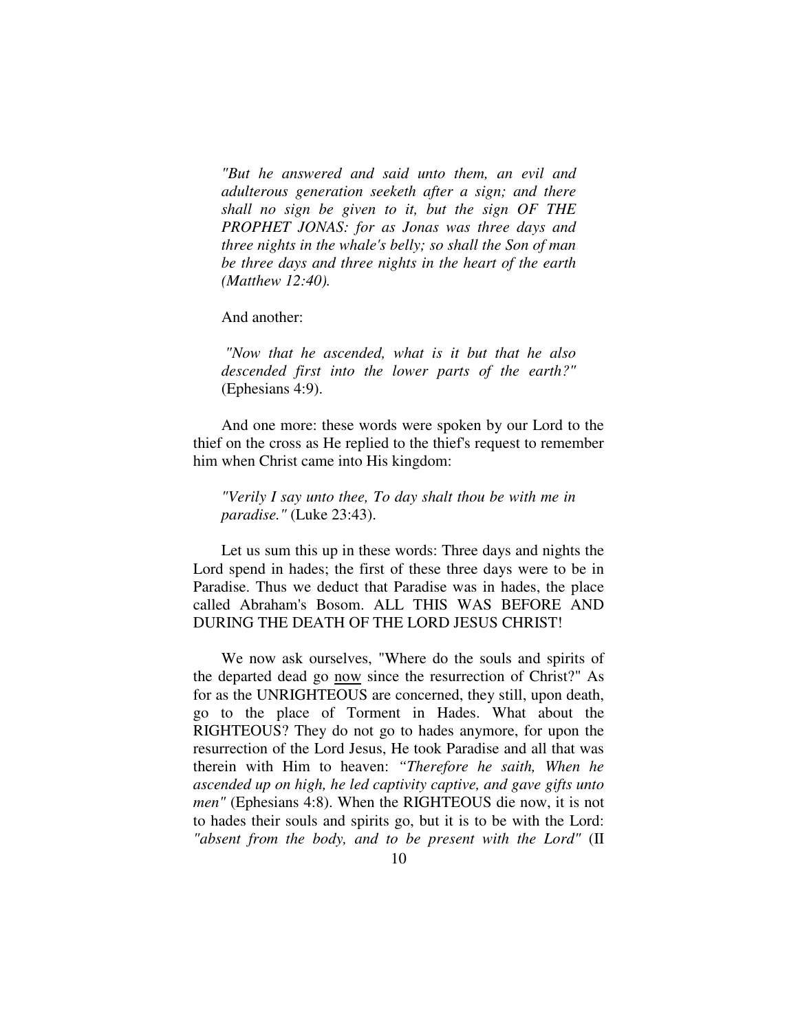*"But he answered and said unto them, an evil and adulterous generation seeketh after a sign; and there shall no sign be given to it, but the sign OF THE PROPHET JONAS: for as Jonas was three days and three nights in the whale's belly; so shall the Son of man be three days and three nights in the heart of the earth (Matthew 12:40).*

And another:

*"Now that he ascended, what is it but that he also descended first into the lower parts of the earth?"* (Ephesians 4:9).

And one more: these words were spoken by our Lord to the thief on the cross as He replied to the thief's request to remember him when Christ came into His kingdom:

*"Verily I say unto thee, To day shalt thou be with me in paradise."* (Luke 23:43).

Let us sum this up in these words: Three days and nights the Lord spend in hades; the first of these three days were to be in Paradise. Thus we deduct that Paradise was in hades, the place called Abraham's Bosom. ALL THIS WAS BEFORE AND DURING THE DEATH OF THE LORD JESUS CHRIST!

We now ask ourselves, "Where do the souls and spirits of the departed dead go <u>now</u> since the resurrection of Christ?" As for as the UNRIGHTEOUS are concerned, they still, upon death, go to the place of Torment in Hades. What about the RIGHTEOUS? They do not go to hades anymore, for upon the resurrection of the Lord Jesus, He took Paradise and all that was therein with Him to heaven: *"Therefore he saith, When he ascended up on high, he led captivity captive, and gave gifts unto men"* (Ephesians 4:8). When the RIGHTEOUS die now, it is not to hades their souls and spirits go, but it is to be with the Lord: *"absent from the body, and to be present with the Lord"* (II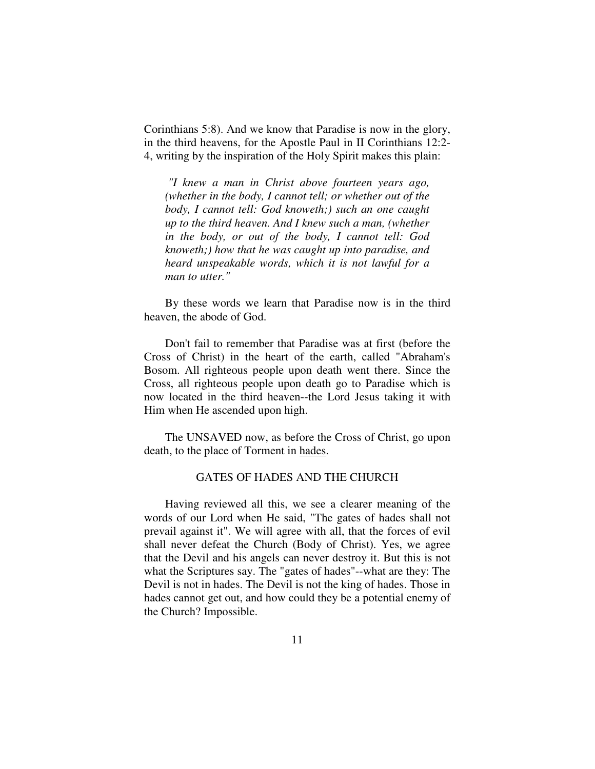Corinthians 5:8). And we know that Paradise is now in the glory, in the third heavens, for the Apostle Paul in II Corinthians 12:2-4, writing by the inspiration of the Holy Spirit makes this plain:

> *"I knew a man in Christ above fourteen years ago, (whether in the body, I cannot tell; or whether out of the body, I cannot tell: God knoweth;) such an one caught up to the third heaven. And I knew such a man, (whether in the body, or out of the body, I cannot tell: God knoweth;) how that he was caught up into paradise, and heard unspeakable words, which it is not lawful for a man to utter."*

By these words we learn that Paradise now is in the third heaven, the abode of God.

Don't fail to remember that Paradise was at first (before the Cross of Christ) in the heart of the earth, called "Abraham's Bosom. All righteous people upon death went there. Since the Cross, all righteous people upon death go to Paradise which is now located in the third heaven--the Lord Jesus taking it with Him when He ascended upon high.

The UNSAVED now, as before the Cross of Christ, go upon death, to the place of Torment in hades.

## GATES OF HADES AND THE CHURCH

Having reviewed all this, we see a clearer meaning of the words of our Lord when He said, "The gates of hades shall not prevail against it". We will agree with all, that the forces of evil shall never defeat the Church (Body of Christ). Yes, we agree that the Devil and his angels can never destroy it. But this is not what the Scriptures say. The "gates of hades"--what are they: The Devil is not in hades. The Devil is not the king of hades. Those in hades cannot get out, and how could they be a potential enemy of the Church? Impossible.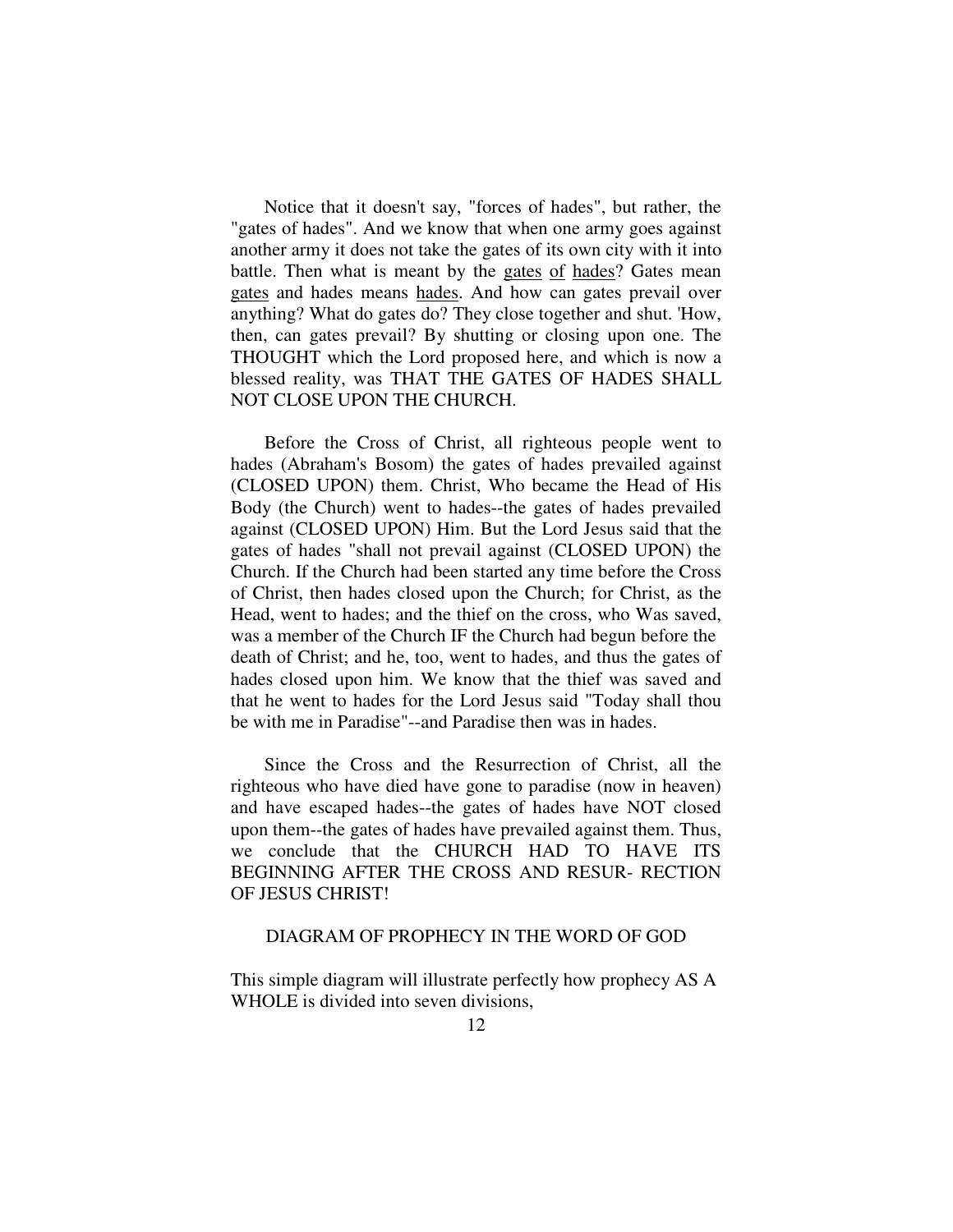Notice that it doesn't say, "forces of hades", but rather, the "gates of hades". And we know that when one army goes against another army it does not take the gates of its own city with it into battle. Then what is meant by the gates of hades? Gates mean gates and hades means hades. And how can gates prevail over anything? What do gates do? They close together and shut. 'How, then, can gates prevail? By shutting or closing upon one. The THOUGHT which the Lord proposed here, and which is now a blessed reality, was THAT THE GATES OF HADES SHALL NOT CLOSE UPON THE CHURCH.

Before the Cross of Christ, all righteous people went to hades (Abraham's Bosom) the gates of hades prevailed against (CLOSED UPON) them. Christ, Who became the Head of His Body (the Church) went to hades--the gates of hades prevailed against (CLOSED UPON) Him. But the Lord Jesus said that the gates of hades "shall not prevail against (CLOSED UPON) the Church. If the Church had been started any time before the Cross of Christ, then hades closed upon the Church; for Christ, as the Head, went to hades; and the thief on the cross, who Was saved, was a member of the Church IF the Church had begun before the death of Christ; and he, too, went to hades, and thus the gates of hades closed upon him. We know that the thief was saved and that he went to hades for the Lord Jesus said "Today shall thou be with me in Paradise"--and Paradise then was in hades.

Since the Cross and the Resurrection of Christ, all the righteous who have died have gone to paradise (now in heaven) and have escaped hades--the gates of hades have NOT closed upon them--the gates of hades have prevailed against them. Thus, we conclude that the CHURCH HAD TO HAVE ITS BEGINNING AFTER THE CROSS AND RESUR- RECTION OF JESUS CHRIST!

DIAGRAM OF PROPHECY IN THE WORD OF GOD

This simple diagram will illustrate perfectly how prophecy AS A WHOLE is divided into seven divisions,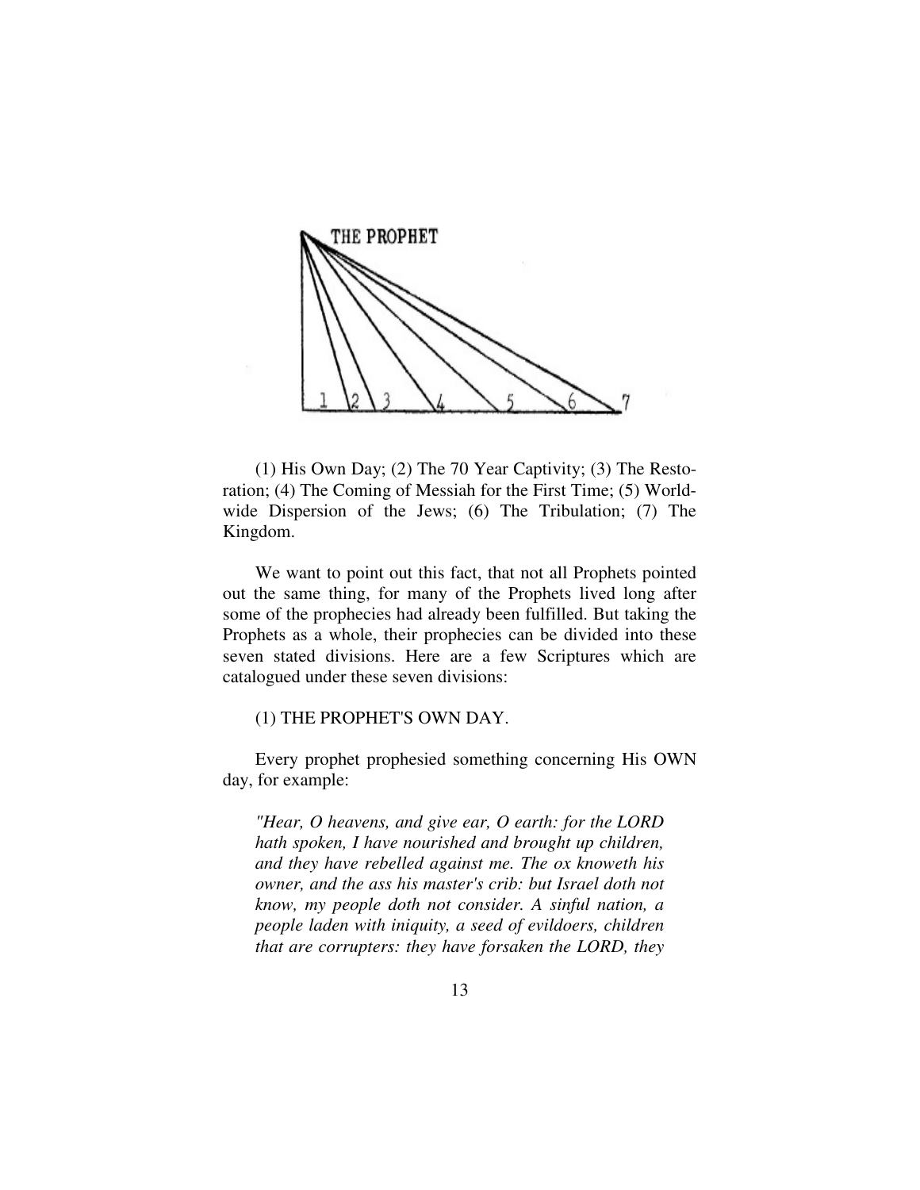(1) His Own Day; (2) The 70 Year Captivity; (3) The Restoration; (4) The Coming of Messiah for the First Time; (5) Worldwide Dispersion of the Jews; (6) The Tribulation; (7) The Kingdom.

We want to point out this fact, that not all Prophets pointed out the same thing, for many of the Prophets lived long after some of the prophecies had already been fulfilled. But taking the Prophets as a whole, their prophecies can be divided into these seven stated divisions. Here are a few Scriptures which are catalogued under these seven divisions:

(1) THE PROPHET'S OWN DAY.

Every prophet prophesied something concerning His OWN day, for example:

> *"Hear, O heavens, and give ear, O earth: for the LORD hath spoken, I have nourished and brought up children, and they have rebelled against me. The ox knoweth his owner, and the ass his master's crib: but Israel doth not know, my people doth not consider. A sinful nation, a people laden with iniquity, a seed of evildoers, children that are corrupters: they have forsaken the LORD, they*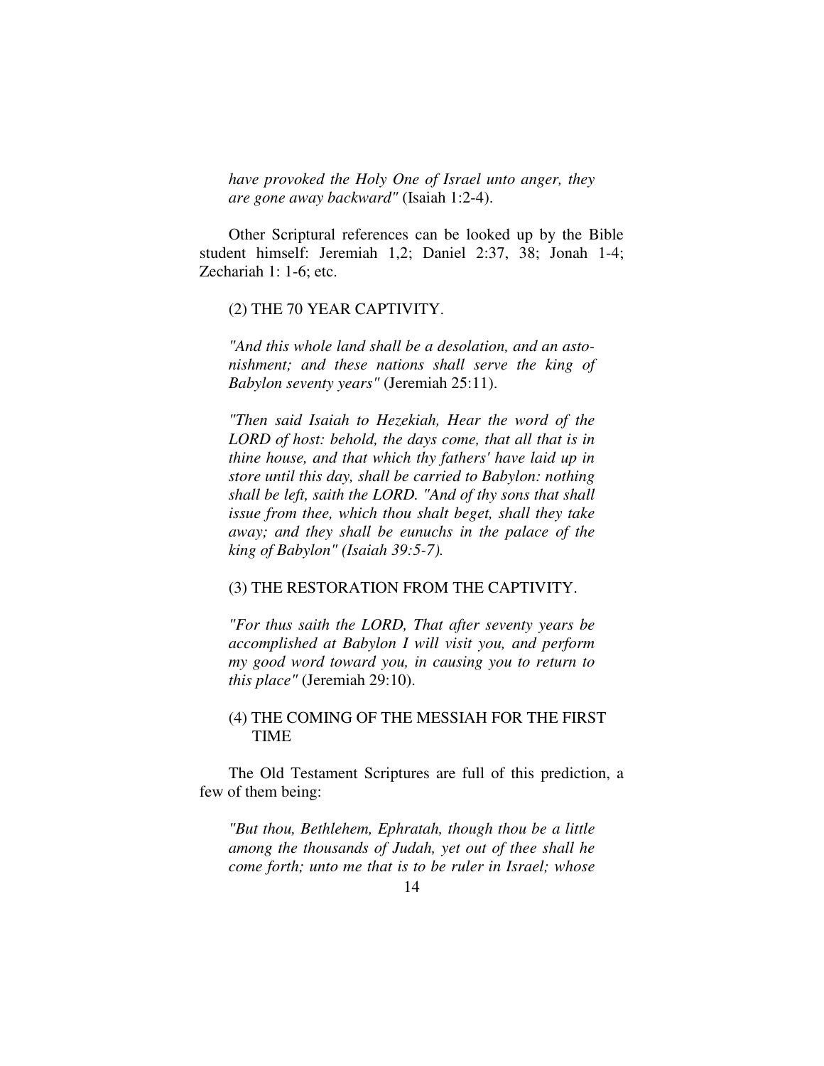*have provoked the Holy One of Israel unto anger, they are gone away backward"* (Isaiah 1:2-4).

Other Scriptural references can be looked up by the Bible student himself: Jeremiah 1,2; Daniel 2:37, 38; Jonah 1-4; Zechariah 1: 1-6; etc.

(2) THE 70 YEAR CAPTIVITY.

*"And this whole land shall be a desolation, and an astonishment; and these nations shall serve the king of Babylon seventy years"* (Jeremiah 25:11).

*"Then said Isaiah to Hezekiah, Hear the word of the LORD of host: behold, the days come, that all that is in thine house, and that which thy fathers' have laid up in store until this day, shall be carried to Babylon: nothing shall be left, saith the LORD. "And of thy sons that shall issue from thee, which thou shalt beget, shall they take away; and they shall be eunuchs in the palace of the king of Babylon" (Isaiah 39:5-7).*

(3) THE RESTORATION FROM THE CAPTIVITY.

*"For thus saith the LORD, That after seventy years be accomplished at Babylon I will visit you, and perform my good word toward you, in causing you to return to this place"* (Jeremiah 29:10).

(4) THE COMING OF THE MESSIAH FOR THE FIRST TIME

The Old Testament Scriptures are full of this prediction, a few of them being:

*"But thou, Bethlehem, Ephratah, though thou be a little among the thousands of Judah, yet out of thee shall he come forth; unto me that is to be ruler in Israel; whose*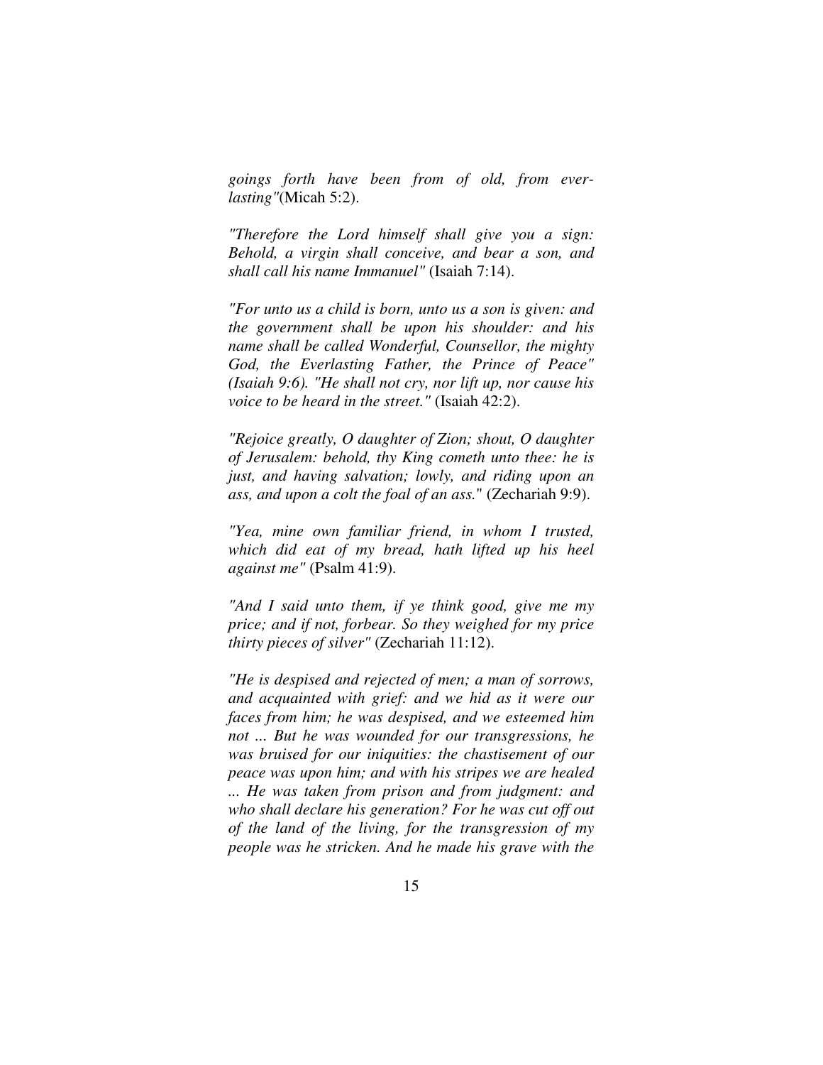*goings forth have been from of old, from everlasting"*(Micah 5:2).

*"Therefore the Lord himself shall give you a sign: Behold, a virgin shall conceive, and bear a son, and shall call his name Immanuel"* (Isaiah 7:14).

*"For unto us a child is born, unto us a son is given: and the government shall be upon his shoulder: and his name shall be called Wonderful, Counsellor, the mighty God, the Everlasting Father, the Prince of Peace" (Isaiah 9:6). "He shall not cry, nor lift up, nor cause his voice to be heard in the street."* (Isaiah 42:2).

*"Rejoice greatly, O daughter of Zion; shout, O daughter of Jerusalem: behold, thy King cometh unto thee: he is just, and having salvation; lowly, and riding upon an ass, and upon a colt the foal of an ass.*" (Zechariah 9:9).

*"Yea, mine own familiar friend, in whom I trusted, which did eat of my bread, hath lifted up his heel against me"* (Psalm 41:9).

*"And I said unto them, if ye think good, give me my price; and if not, forbear. So they weighed for my price thirty pieces of silver"* (Zechariah 11:12).

*"He is despised and rejected of men; a man of sorrows, and acquainted with grief: and we hid as it were our faces from him; he was despised, and we esteemed him not ... But he was wounded for our transgressions, he was bruised for our iniquities: the chastisement of our peace was upon him; and with his stripes we are healed ... He was taken from prison and from judgment: and who shall declare his generation? For he was cut off out of the land of the living, for the transgression of my people was he stricken. And he made his grave with the*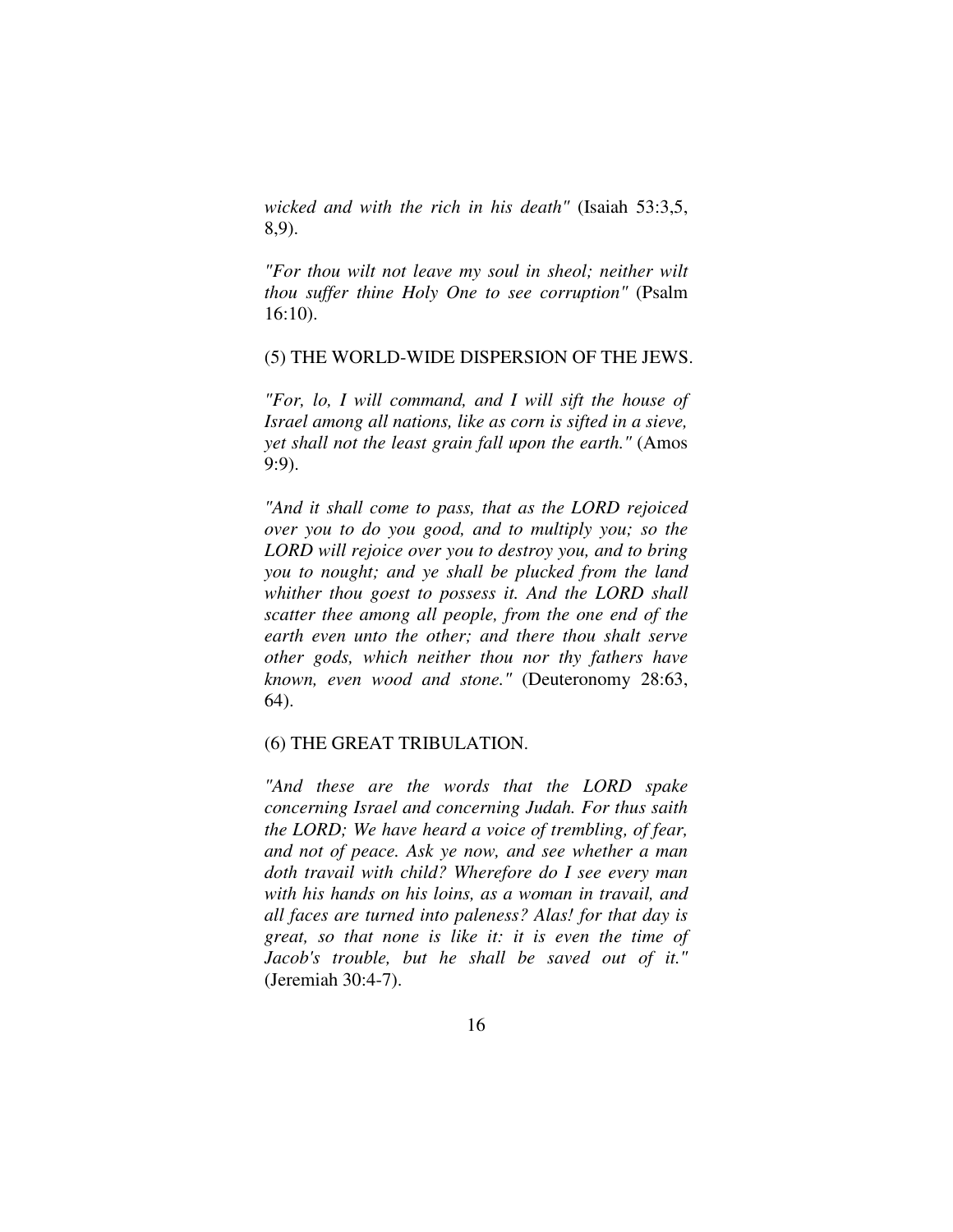*wicked and with the rich in his death"* (Isaiah 53:3,5, 8,9).

*"For thou wilt not leave my soul in sheol; neither wilt thou suffer thine Holy One to see corruption"* (Psalm 16:10).

(5) THE WORLD-WIDE DISPERSION OF THE JEWS.

*"For, lo, I will command, and I will sift the house of Israel among all nations, like as corn is sifted in a sieve, yet shall not the least grain fall upon the earth."* (Amos 9:9).

*"And it shall come to pass, that as the LORD rejoiced over you to do you good, and to multiply you; so the LORD will rejoice over you to destroy you, and to bring you to nought; and ye shall be plucked from the land whither thou goest to possess it. And the LORD shall scatter thee among all people, from the one end of the earth even unto the other; and there thou shalt serve other gods, which neither thou nor thy fathers have known, even wood and stone."* (Deuteronomy 28:63, 64).

(6) THE GREAT TRIBULATION.

*"And these are the words that the LORD spake concerning Israel and concerning Judah. For thus saith the LORD; We have heard a voice of trembling, of fear, and not of peace. Ask ye now, and see whether a man doth travail with child? Wherefore do I see every man with his hands on his loins, as a woman in travail, and all faces are turned into paleness? Alas! for that day is great, so that none is like it: it is even the time of Jacob's trouble, but he shall be saved out of it."* (Jeremiah 30:4-7).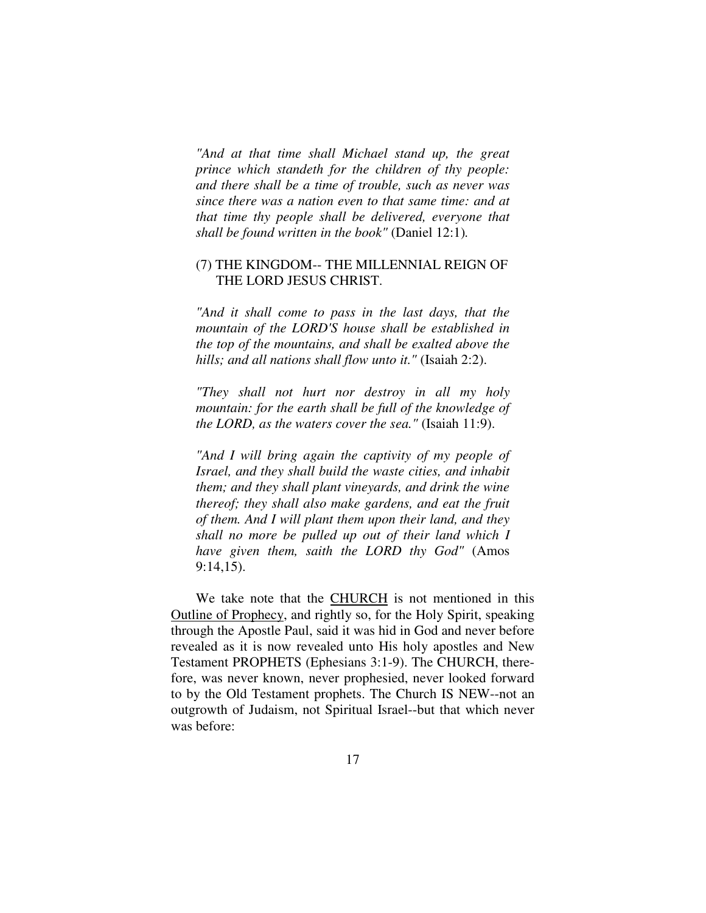*"And at that time shall Michael stand up, the great prince which standeth for the children of thy people: and there shall be a time of trouble, such as never was since there was a nation even to that same time: and at that time thy people shall be delivered, everyone that shall be found written in the book"* (Daniel 12:1).

(7) THE KINGDOM-- THE MILLENNIAL REIGN OF THE LORD JESUS CHRIST.

*"And it shall come to pass in the last days, that the mountain of the LORD'S house shall be established in the top of the mountains, and shall be exalted above the hills; and all nations shall flow unto it."* (Isaiah 2:2).

*"They shall not hurt nor destroy in all my holy mountain: for the earth shall be full of the knowledge of the LORD, as the waters cover the sea."* (Isaiah 11:9).

*"And I will bring again the captivity of my people of Israel, and they shall build the waste cities, and inhabit them; and they shall plant vineyards, and drink the wine thereof; they shall also make gardens, and eat the fruit of them. And I will plant them upon their land, and they shall no more be pulled up out of their land which I have given them, saith the LORD thy God"* (Amos 9:14,15).

We take note that the <u>CHURCH</u> is not mentioned in this <u>Outline of Prophecy</u>, and rightly so, for the Holy Spirit, speaking through the Apostle Paul, said it was hid in God and never before revealed as it is now revealed unto His holy apostles and New Testament PROPHETS (Ephesians 3:1-9). The CHURCH, therefore, was never known, never prophesied, never looked forward to by the Old Testament prophets. The Church IS NEW--not an outgrowth of Judaism, not Spiritual Israel--but that which never was before: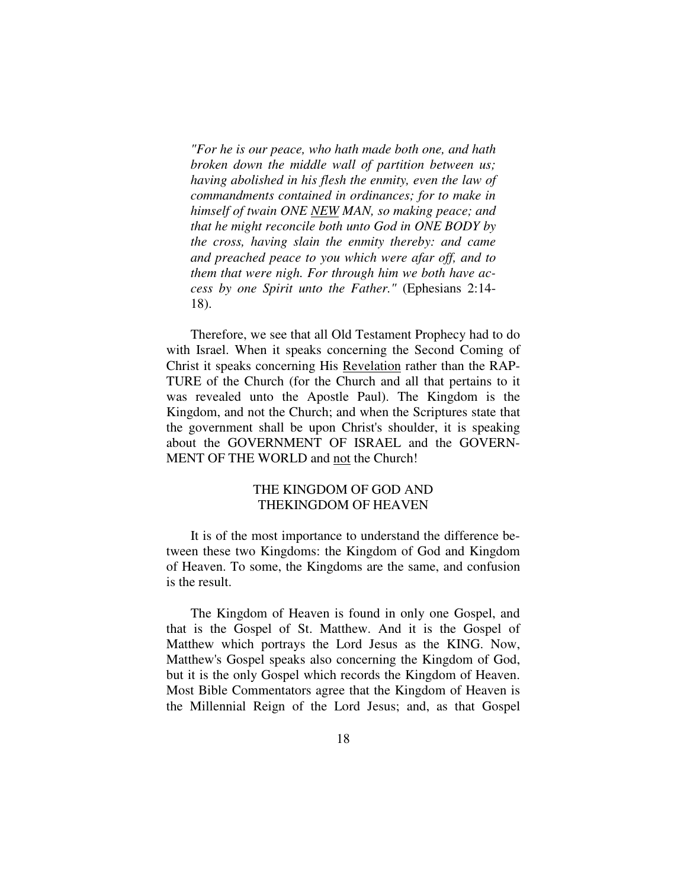*"For he is our peace, who hath made both one, and hath broken down the middle wall of partition between us; having abolished in his flesh the enmity, even the law of commandments contained in ordinances; for to make in himself of twain ONE <u>NEW</u> MAN, so making peace; and that he might reconcile both unto God in ONE BODY by the cross, having slain the enmity thereby: and came and preached peace to you which were afar off, and to them that were nigh. For through him we both have access by one Spirit unto the Father."* (Ephesians 2:14-18).

Therefore, we see that all Old Testament Prophecy had to do with Israel. When it speaks concerning the Second Coming of Christ it speaks concerning His <u>Revelation</u> rather than the RAPTURE of the Church (for the Church and all that pertains to it was revealed unto the Apostle Paul). The Kingdom is the Kingdom, and not the Church; and when the Scriptures state that the government shall be upon Christ's shoulder, it is speaking about the GOVERNMENT OF ISRAEL and the GOVERNMENT OF THE WORLD and <u>not</u> the Church!

## THE KINGDOM OF GOD AND THEKINGDOM OF HEAVEN

It is of the most importance to understand the difference between these two Kingdoms: the Kingdom of God and Kingdom of Heaven. To some, the Kingdoms are the same, and confusion is the result.

The Kingdom of Heaven is found in only one Gospel, and that is the Gospel of St. Matthew. And it is the Gospel of Matthew which portrays the Lord Jesus as the KING. Now, Matthew's Gospel speaks also concerning the Kingdom of God, but it is the only Gospel which records the Kingdom of Heaven. Most Bible Commentators agree that the Kingdom of Heaven is the Millennial Reign of the Lord Jesus; and, as that Gospel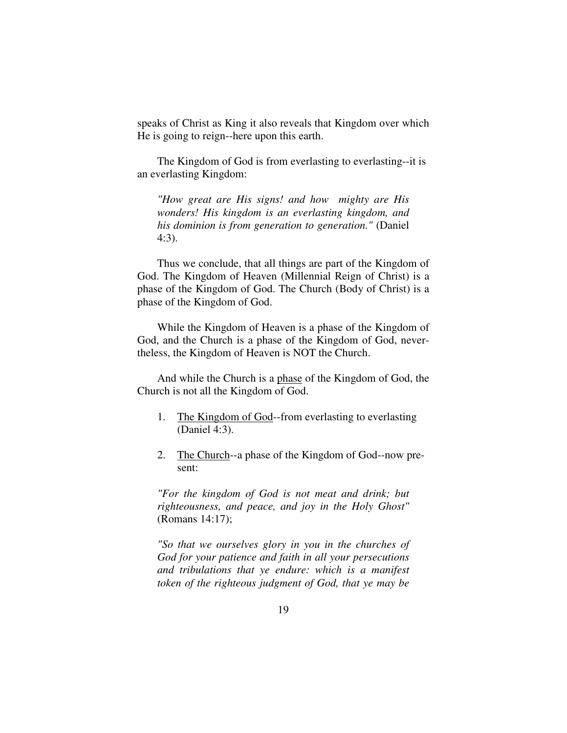speaks of Christ as King it also reveals that Kingdom over which He is going to reign--here upon this earth.

The Kingdom of God is from everlasting to everlasting--it is an everlasting Kingdom:

> *"How great are His signs! and how mighty are His wonders! His kingdom is an everlasting kingdom, and his dominion is from generation to generation."* (Daniel 4:3).

Thus we conclude, that all things are part of the Kingdom of God. The Kingdom of Heaven (Millennial Reign of Christ) is a phase of the Kingdom of God. The Church (Body of Christ) is a phase of the Kingdom of God.

While the Kingdom of Heaven is a phase of the Kingdom of God, and the Church is a phase of the Kingdom of God, nevertheless, the Kingdom of Heaven is NOT the Church.

And while the Church is a <u>phase</u> of the Kingdom of God, the Church is not all the Kingdom of God.

1. <u>The Kingdom of God</u>--from everlasting to everlasting (Daniel 4:3).

2. <u>The Church</u>--a phase of the Kingdom of God--now present:

> *"For the kingdom of God is not meat and drink; but righteousness, and peace, and joy in the Holy Ghost"* (Romans 14:17);

> *"So that we ourselves glory in you in the churches of God for your patience and faith in all your persecutions and tribulations that ye endure: which is a manifest token of the righteous judgment of God, that ye may be*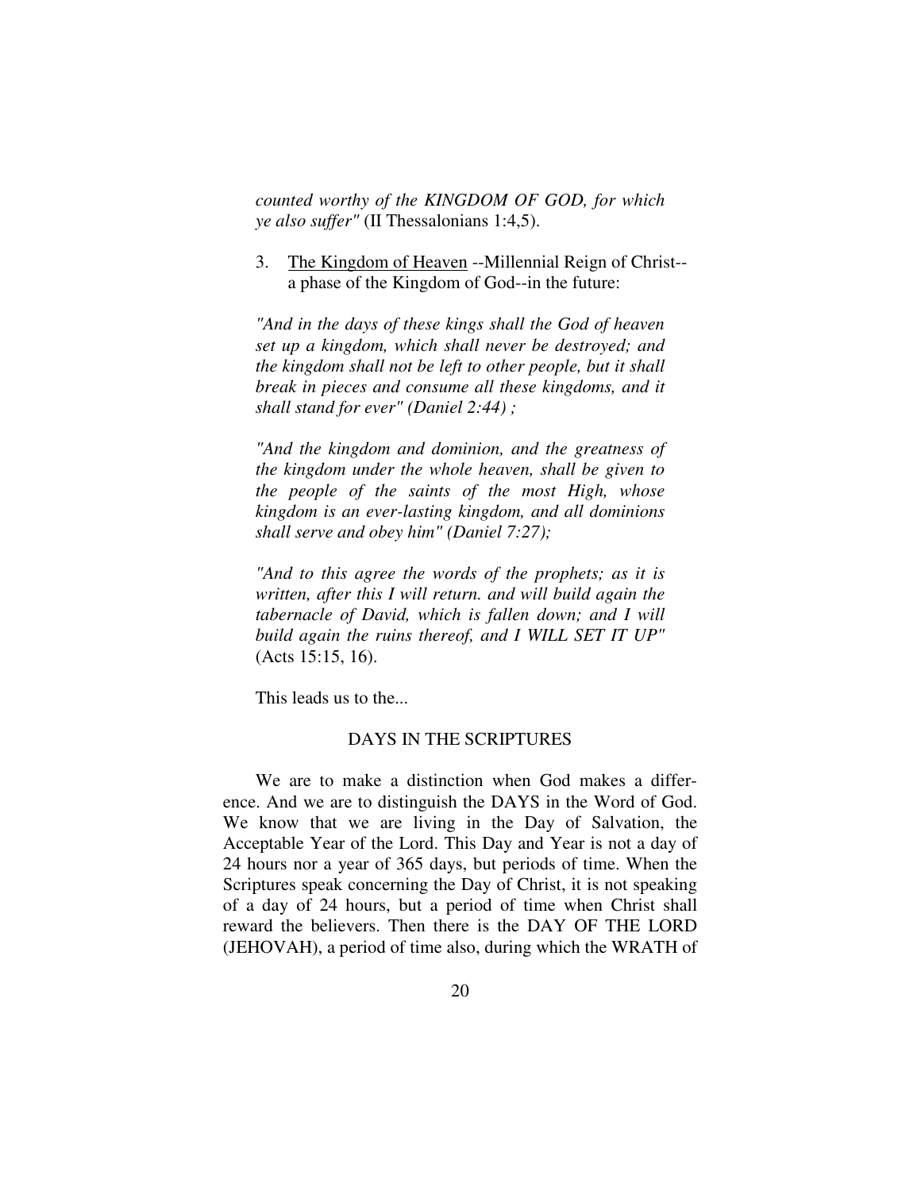*counted worthy of the KINGDOM OF GOD, for which ye also suffer"* (II Thessalonians 1:4,5).

3. <u>The Kingdom of Heaven</u> --Millennial Reign of Christ--a phase of the Kingdom of God--in the future:

*"And in the days of these kings shall the God of heaven set up a kingdom, which shall never be destroyed; and the kingdom shall not be left to other people, but it shall break in pieces and consume all these kingdoms, and it shall stand for ever" (Daniel 2:44) ;*

*"And the kingdom and dominion, and the greatness of the kingdom under the whole heaven, shall be given to the people of the saints of the most High, whose kingdom is an ever-lasting kingdom, and all dominions shall serve and obey him" (Daniel 7:27);*

*"And to this agree the words of the prophets; as it is written, after this I will return. and will build again the tabernacle of David, which is fallen down; and I will build again the ruins thereof, and I WILL SET IT UP"* (Acts 15:15, 16).

This leads us to the...

## DAYS IN THE SCRIPTURES

We are to make a distinction when God makes a difference. And we are to distinguish the DAYS in the Word of God. We know that we are living in the Day of Salvation, the Acceptable Year of the Lord. This Day and Year is not a day of 24 hours nor a year of 365 days, but periods of time. When the Scriptures speak concerning the Day of Christ, it is not speaking of a day of 24 hours, but a period of time when Christ shall reward the believers. Then there is the DAY OF THE LORD (JEHOVAH), a period of time also, during which the WRATH of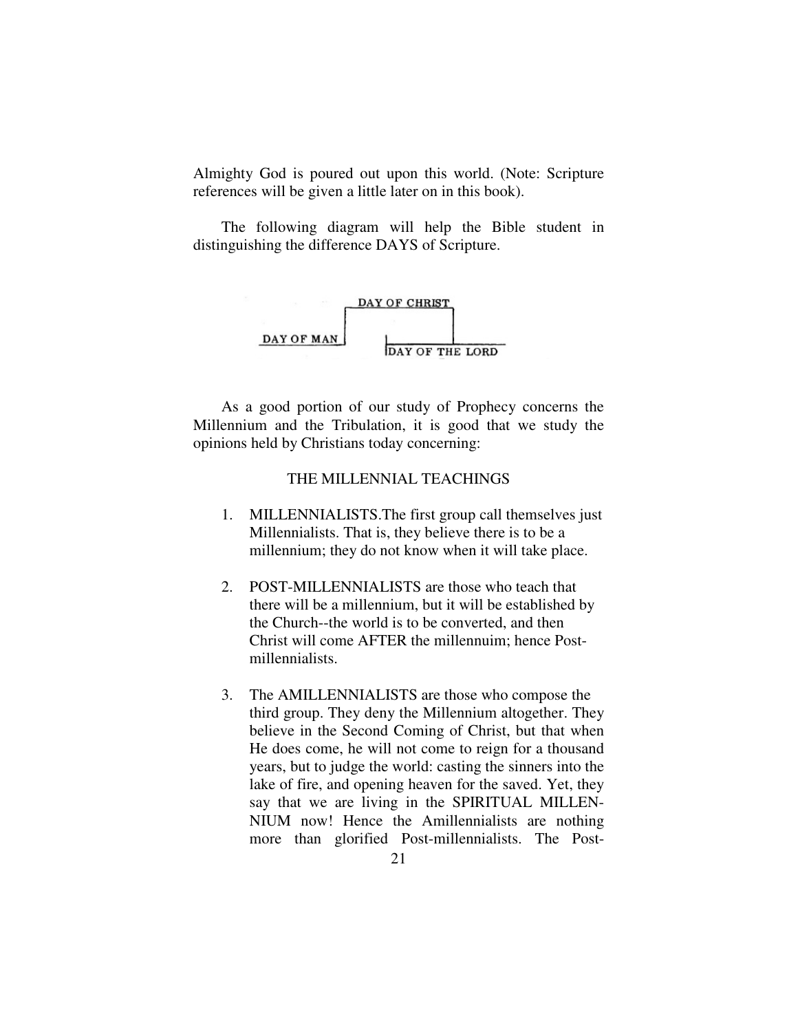Almighty God is poured out upon this world. (Note: Scripture references will be given a little later on in this book).

The following diagram will help the Bible student in distinguishing the difference DAYS of Scripture.

```
                    DAY OF CHRIST
               ┌─────────────────┐
DAY OF MAN     │                 │
───────────────┘    │            │
                    │DAY OF THE LORD──────
```

As a good portion of our study of Prophecy concerns the Millennium and the Tribulation, it is good that we study the opinions held by Christians today concerning:

## THE MILLENNIAL TEACHINGS

1. MILLENNIALISTS.The first group call themselves just Millennialists. That is, they believe there is to be a millennium; they do not know when it will take place.

2. POST-MILLENNIALISTS are those who teach that there will be a millennium, but it will be established by the Church--the world is to be converted, and then Christ will come AFTER the millennuim; hence Post-millennialists.

3. The AMILLENNIALISTS are those who compose the third group. They deny the Millennium altogether. They believe in the Second Coming of Christ, but that when He does come, he will not come to reign for a thousand years, but to judge the world: casting the sinners into the lake of fire, and opening heaven for the saved. Yet, they say that we are living in the SPIRITUAL MILLENNIUM now! Hence the Amillennialists are nothing more than glorified Post-millennialists. The Post-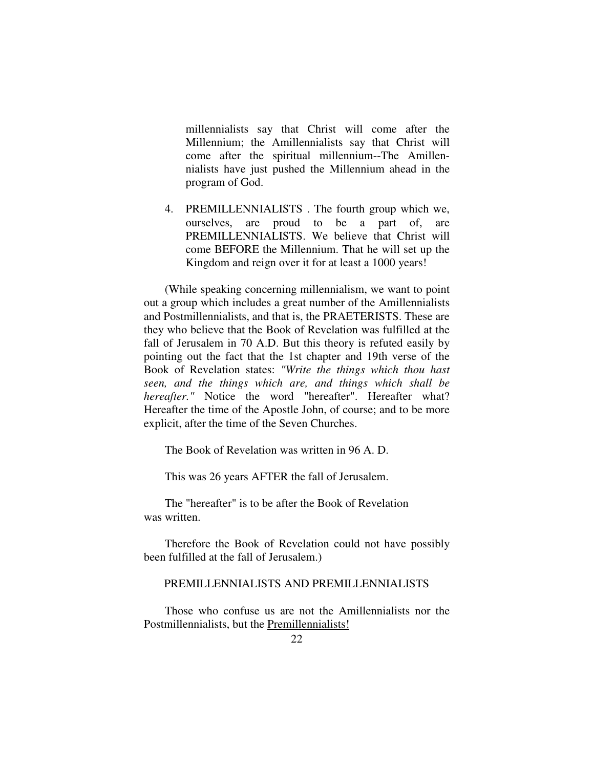millennialists say that Christ will come after the Millennium; the Amillennialists say that Christ will come after the spiritual millennium--The Amillennialists have just pushed the Millennium ahead in the program of God.

4. PREMILLENNIALISTS . The fourth group which we, ourselves, are proud to be a part of, are PREMILLENNIALISTS. We believe that Christ will come BEFORE the Millennium. That he will set up the Kingdom and reign over it for at least a 1000 years!

(While speaking concerning millennialism, we want to point out a group which includes a great number of the Amillennialists and Postmillennialists, and that is, the PRAETERISTS. These are they who believe that the Book of Revelation was fulfilled at the fall of Jerusalem in 70 A.D. But this theory is refuted easily by pointing out the fact that the 1st chapter and 19th verse of the Book of Revelation states: *"Write the things which thou hast seen, and the things which are, and things which shall be hereafter."* Notice the word "hereafter". Hereafter what? Hereafter the time of the Apostle John, of course; and to be more explicit, after the time of the Seven Churches.

The Book of Revelation was written in 96 A. D.

This was 26 years AFTER the fall of Jerusalem.

The "hereafter" is to be after the Book of Revelation was written.

Therefore the Book of Revelation could not have possibly been fulfilled at the fall of Jerusalem.)

PREMILLENNIALISTS AND PREMILLENNIALISTS

Those who confuse us are not the Amillennialists nor the Postmillennialists, but the Premillennialists!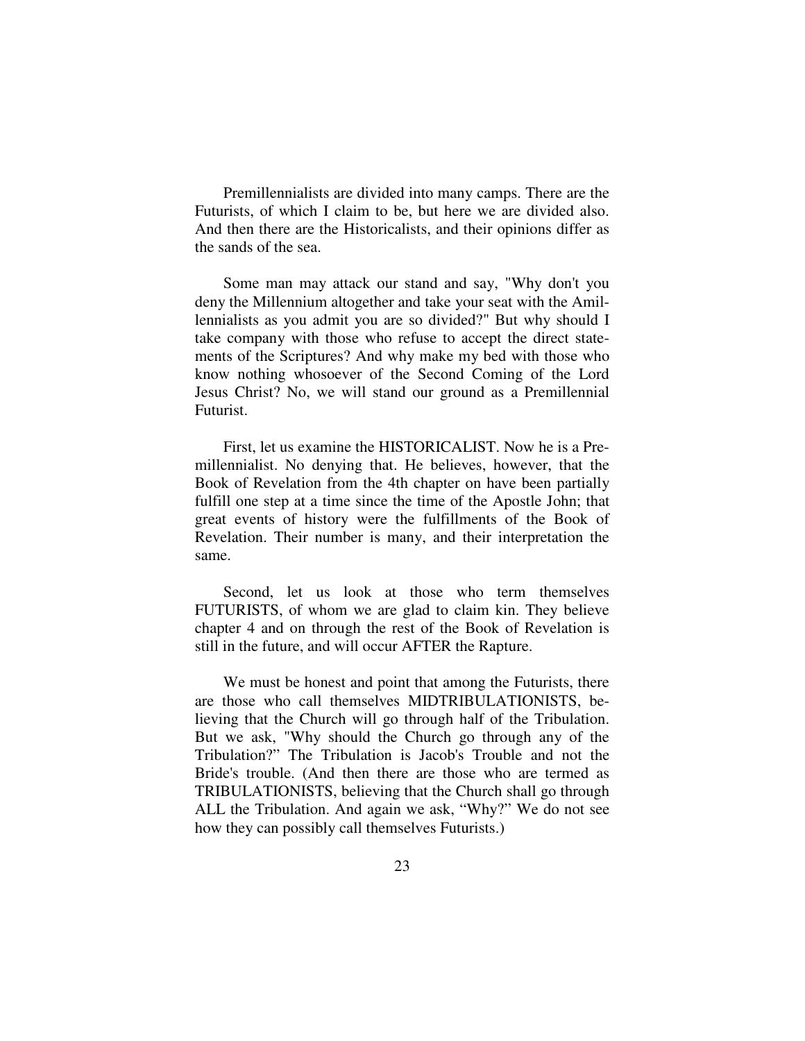Premillennialists are divided into many camps. There are the Futurists, of which I claim to be, but here we are divided also. And then there are the Historicalists, and their opinions differ as the sands of the sea.

Some man may attack our stand and say, "Why don't you deny the Millennium altogether and take your seat with the Amillennialists as you admit you are so divided?" But why should I take company with those who refuse to accept the direct statements of the Scriptures? And why make my bed with those who know nothing whosoever of the Second Coming of the Lord Jesus Christ? No, we will stand our ground as a Premillennial Futurist.

First, let us examine the HISTORICALIST. Now he is a Premillennialist. No denying that. He believes, however, that the Book of Revelation from the 4th chapter on have been partially fulfill one step at a time since the time of the Apostle John; that great events of history were the fulfillments of the Book of Revelation. Their number is many, and their interpretation the same.

Second, let us look at those who term themselves FUTURISTS, of whom we are glad to claim kin. They believe chapter 4 and on through the rest of the Book of Revelation is still in the future, and will occur AFTER the Rapture.

We must be honest and point that among the Futurists, there are those who call themselves MIDTRIBULATIONISTS, believing that the Church will go through half of the Tribulation. But we ask, "Why should the Church go through any of the Tribulation?" The Tribulation is Jacob's Trouble and not the Bride's trouble. (And then there are those who are termed as TRIBULATIONISTS, believing that the Church shall go through ALL the Tribulation. And again we ask, "Why?" We do not see how they can possibly call themselves Futurists.)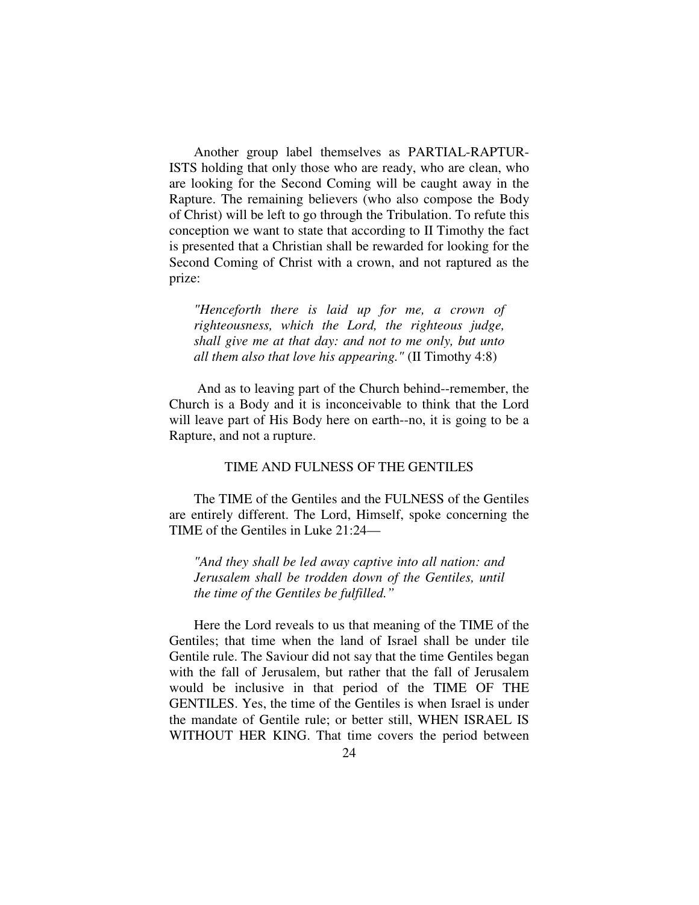Another group label themselves as PARTIAL-RAPTURISTS holding that only those who are ready, who are clean, who are looking for the Second Coming will be caught away in the Rapture. The remaining believers (who also compose the Body of Christ) will be left to go through the Tribulation. To refute this conception we want to state that according to II Timothy the fact is presented that a Christian shall be rewarded for looking for the Second Coming of Christ with a crown, and not raptured as the prize:

> *"Henceforth there is laid up for me, a crown of righteousness, which the Lord, the righteous judge, shall give me at that day: and not to me only, but unto all them also that love his appearing."* (II Timothy 4:8)

And as to leaving part of the Church behind--remember, the Church is a Body and it is inconceivable to think that the Lord will leave part of His Body here on earth--no, it is going to be a Rapture, and not a rupture.

## TIME AND FULNESS OF THE GENTILES

The TIME of the Gentiles and the FULNESS of the Gentiles are entirely different. The Lord, Himself, spoke concerning the TIME of the Gentiles in Luke 21:24—

> *"And they shall be led away captive into all nation: and Jerusalem shall be trodden down of the Gentiles, until the time of the Gentiles be fulfilled."*

Here the Lord reveals to us that meaning of the TIME of the Gentiles; that time when the land of Israel shall be under tile Gentile rule. The Saviour did not say that the time Gentiles began with the fall of Jerusalem, but rather that the fall of Jerusalem would be inclusive in that period of the TIME OF THE GENTILES. Yes, the time of the Gentiles is when Israel is under the mandate of Gentile rule; or better still, WHEN ISRAEL IS WITHOUT HER KING. That time covers the period between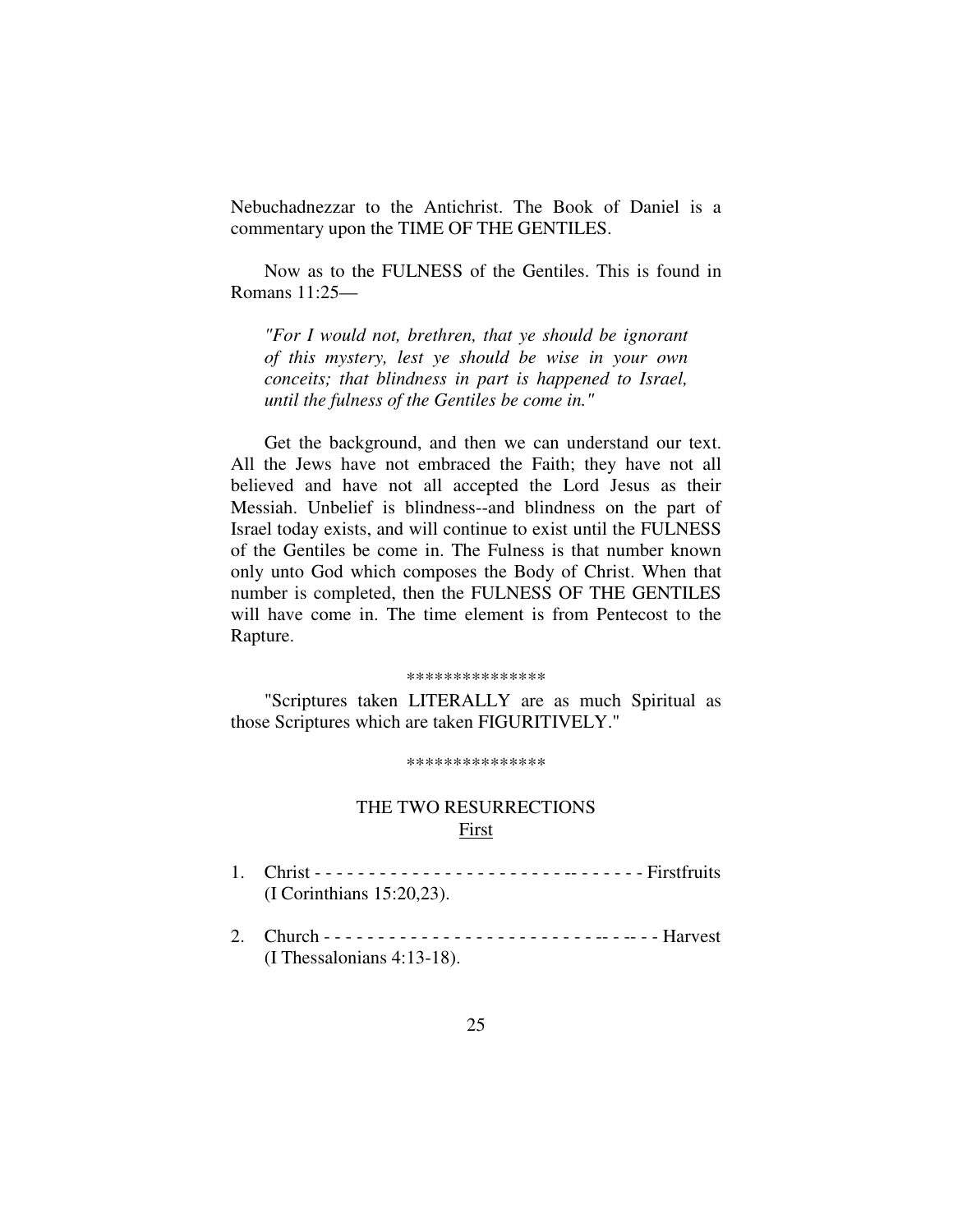Nebuchadnezzar to the Antichrist. The Book of Daniel is a commentary upon the TIME OF THE GENTILES.

Now as to the FULNESS of the Gentiles. This is found in Romans 11:25—

> *"For I would not, brethren, that ye should be ignorant of this mystery, lest ye should be wise in your own conceits; that blindness in part is happened to Israel, until the fulness of the Gentiles be come in."*

Get the background, and then we can understand our text. All the Jews have not embraced the Faith; they have not all believed and have not all accepted the Lord Jesus as their Messiah. Unbelief is blindness--and blindness on the part of Israel today exists, and will continue to exist until the FULNESS of the Gentiles be come in. The Fulness is that number known only unto God which composes the Body of Christ. When that number is completed, then the FULNESS OF THE GENTILES will have come in. The time element is from Pentecost to the Rapture.

***************

"Scriptures taken LITERALLY are as much Spiritual as those Scriptures which are taken FIGURITIVELY."

***************

## THE TWO RESURRECTIONS

<u>First</u>

1. Christ - - - - - - - - - - - - - - - - - - - - - - - - - - - - - - - - - Firstfruits (I Corinthians 15:20,23).

2. Church - - - - - - - - - - - - - - - - - - - - - - - - - - - - - - - - Harvest (I Thessalonians 4:13-18).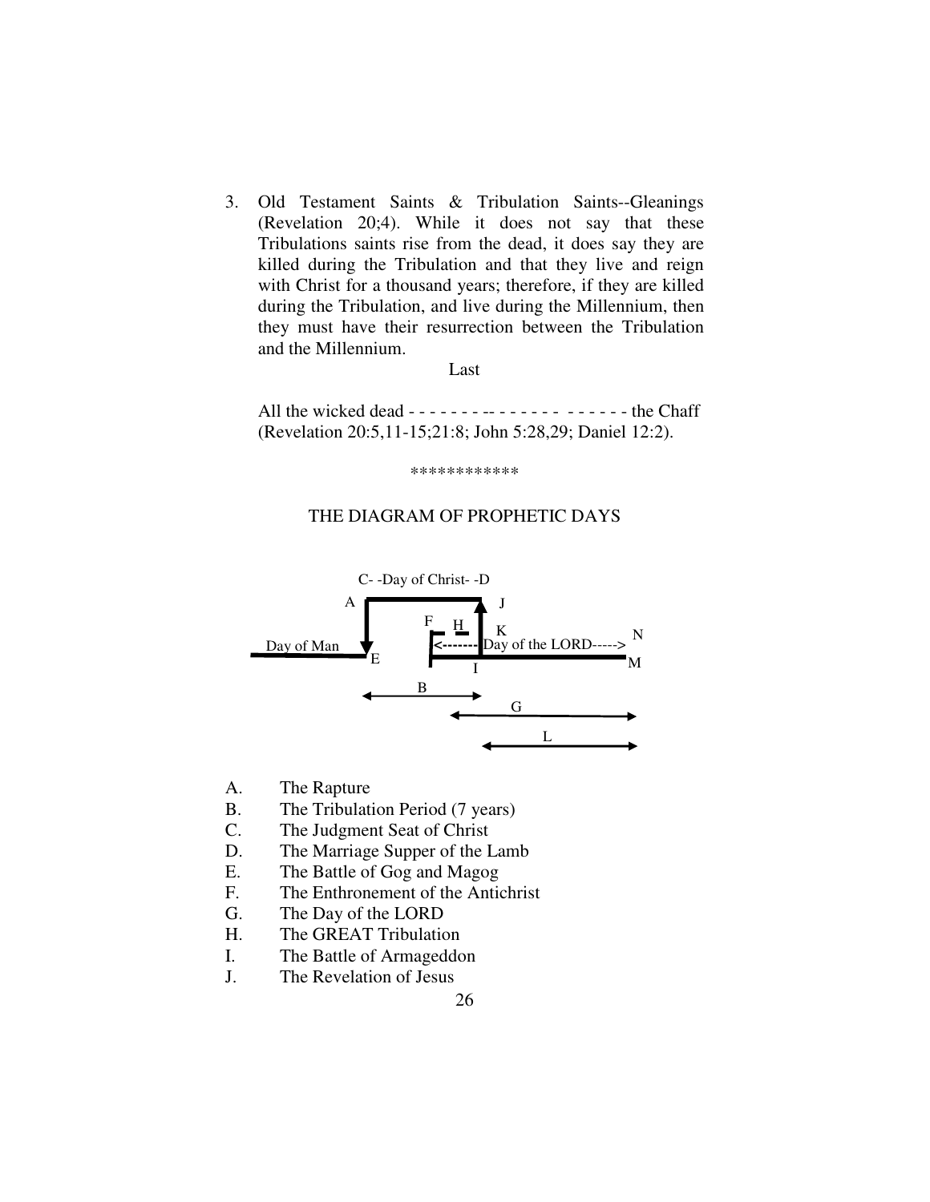3. Old Testament Saints & Tribulation Saints--Gleanings (Revelation 20;4). While it does not say that these Tribulations saints rise from the dead, it does say they are killed during the Tribulation and that they live and reign with Christ for a thousand years; therefore, if they are killed during the Tribulation, and live during the Millennium, then they must have their resurrection between the Tribulation and the Millennium.

Last

All the wicked dead - - - - - - - -- - - - - - -  - - - - - - the Chaff (Revelation 20:5,11-15;21:8; John 5:28,29; Daniel 12:2).

************

THE DIAGRAM OF PROPHETIC DAYS

C- -Day of Christ- -D

A　J

F　H　K　N

Day of Man　E　<------- Day of the LORD-----> 　I　M

B

G

L

A. The Rapture
B. The Tribulation Period (7 years)
C. The Judgment Seat of Christ
D. The Marriage Supper of the Lamb
E. The Battle of Gog and Magog
F. The Enthronement of the Antichrist
G. The Day of the LORD
H. The GREAT Tribulation
I. The Battle of Armageddon
J. The Revelation of Jesus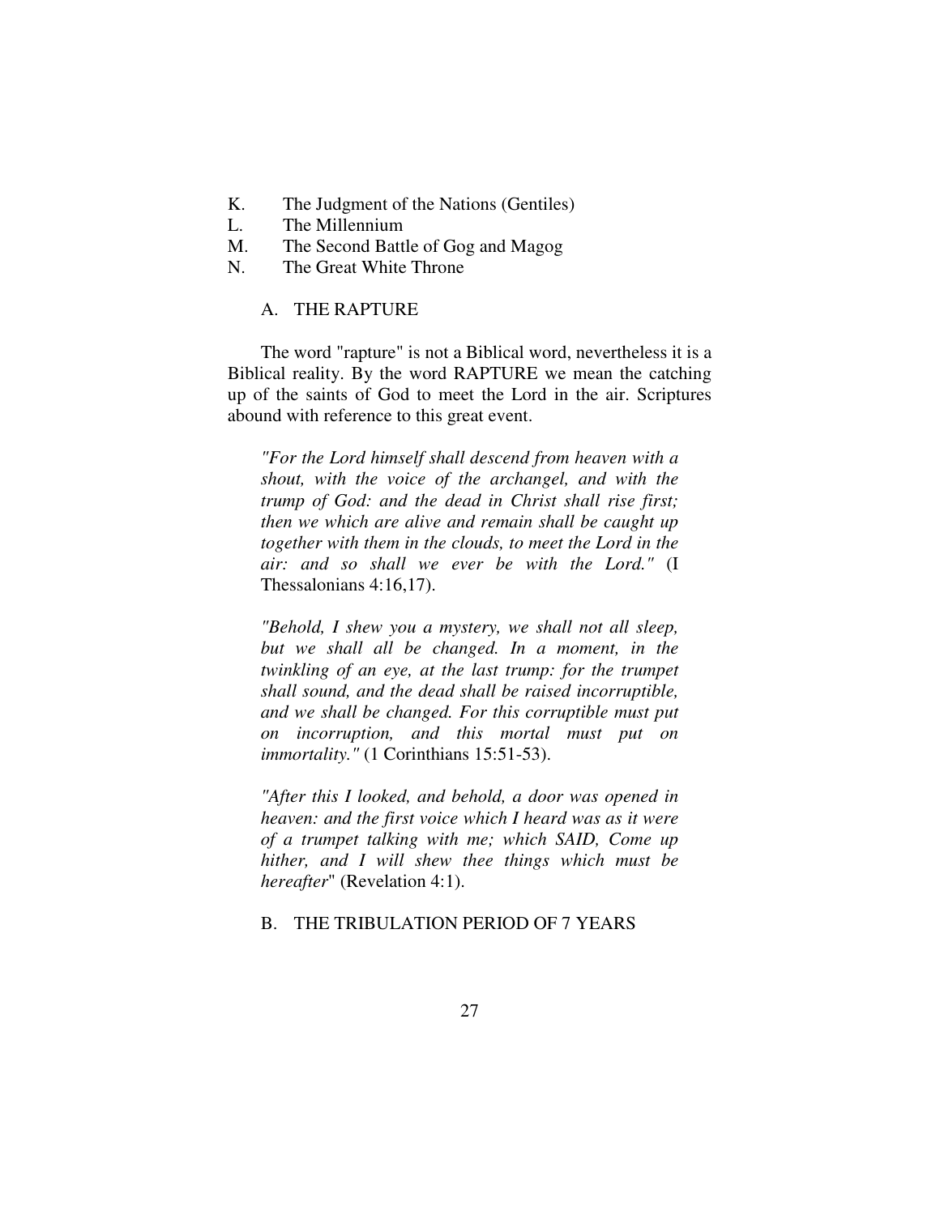K. The Judgment of the Nations (Gentiles)
L. The Millennium
M. The Second Battle of Gog and Magog
N. The Great White Throne

## A. THE RAPTURE

The word "rapture" is not a Biblical word, nevertheless it is a Biblical reality. By the word RAPTURE we mean the catching up of the saints of God to meet the Lord in the air. Scriptures abound with reference to this great event.

> *"For the Lord himself shall descend from heaven with a shout, with the voice of the archangel, and with the trump of God: and the dead in Christ shall rise first; then we which are alive and remain shall be caught up together with them in the clouds, to meet the Lord in the air: and so shall we ever be with the Lord."* (I Thessalonians 4:16,17).

> *"Behold, I shew you a mystery, we shall not all sleep, but we shall all be changed. In a moment, in the twinkling of an eye, at the last trump: for the trumpet shall sound, and the dead shall be raised incorruptible, and we shall be changed. For this corruptible must put on incorruption, and this mortal must put on immortality."* (1 Corinthians 15:51-53).

> *"After this I looked, and behold, a door was opened in heaven: and the first voice which I heard was as it were of a trumpet talking with me; which SAID, Come up hither, and I will shew thee things which must be hereafter*" (Revelation 4:1).

## B. THE TRIBULATION PERIOD OF 7 YEARS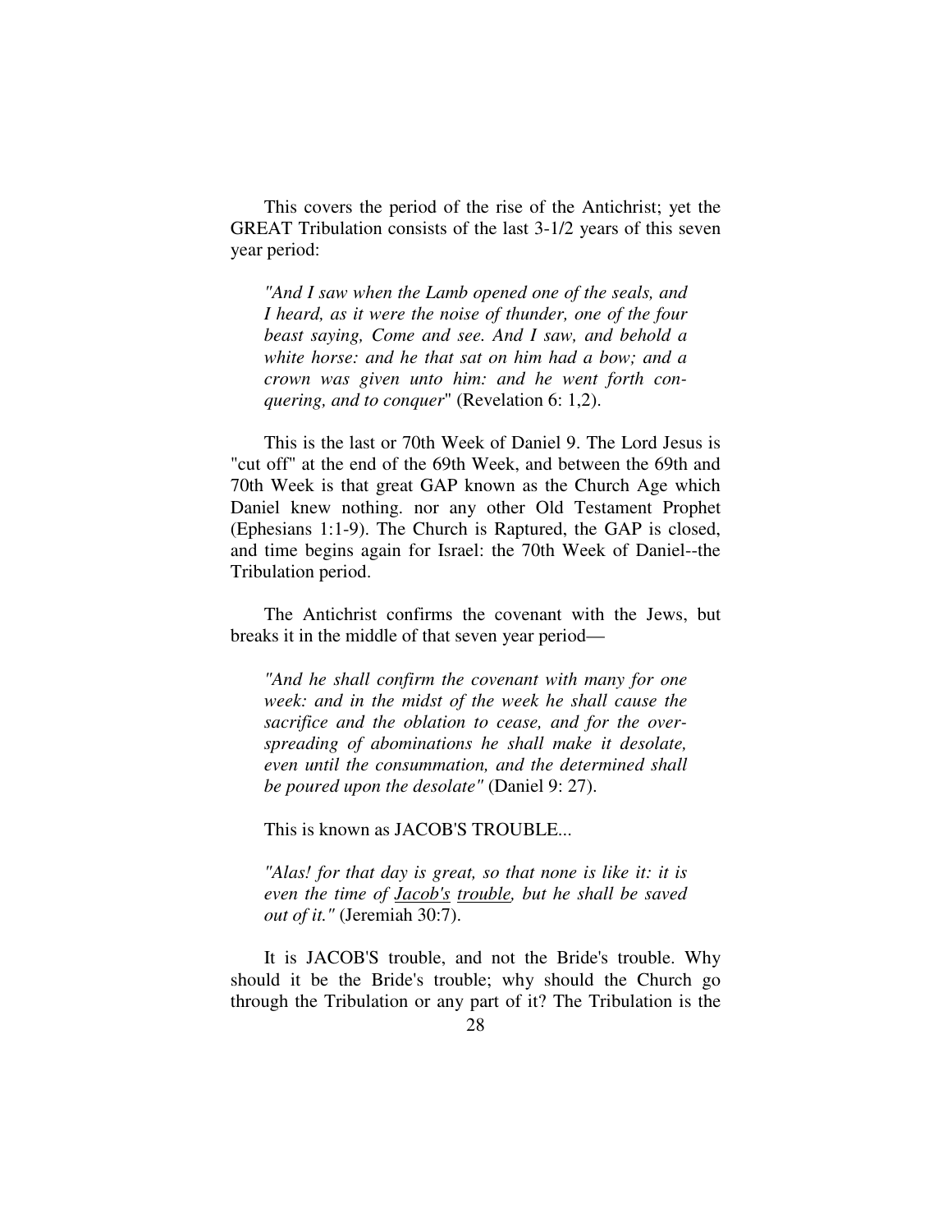This covers the period of the rise of the Antichrist; yet the GREAT Tribulation consists of the last 3-1/2 years of this seven year period:

> *"And I saw when the Lamb opened one of the seals, and I heard, as it were the noise of thunder, one of the four beast saying, Come and see. And I saw, and behold a white horse: and he that sat on him had a bow; and a crown was given unto him: and he went forth conquering, and to conquer*" (Revelation 6: 1,2).

This is the last or 70th Week of Daniel 9. The Lord Jesus is "cut off" at the end of the 69th Week, and between the 69th and 70th Week is that great GAP known as the Church Age which Daniel knew nothing. nor any other Old Testament Prophet (Ephesians 1:1-9). The Church is Raptured, the GAP is closed, and time begins again for Israel: the 70th Week of Daniel--the Tribulation period.

The Antichrist confirms the covenant with the Jews, but breaks it in the middle of that seven year period—

> *"And he shall confirm the covenant with many for one week: and in the midst of the week he shall cause the sacrifice and the oblation to cease, and for the overspreading of abominations he shall make it desolate, even until the consummation, and the determined shall be poured upon the desolate"* (Daniel 9: 27).

This is known as JACOB'S TROUBLE...

> *"Alas! for that day is great, so that none is like it: it is even the time of <u>Jacob's</u> <u>trouble</u>, but he shall be saved out of it."* (Jeremiah 30:7).

It is JACOB'S trouble, and not the Bride's trouble. Why should it be the Bride's trouble; why should the Church go through the Tribulation or any part of it? The Tribulation is the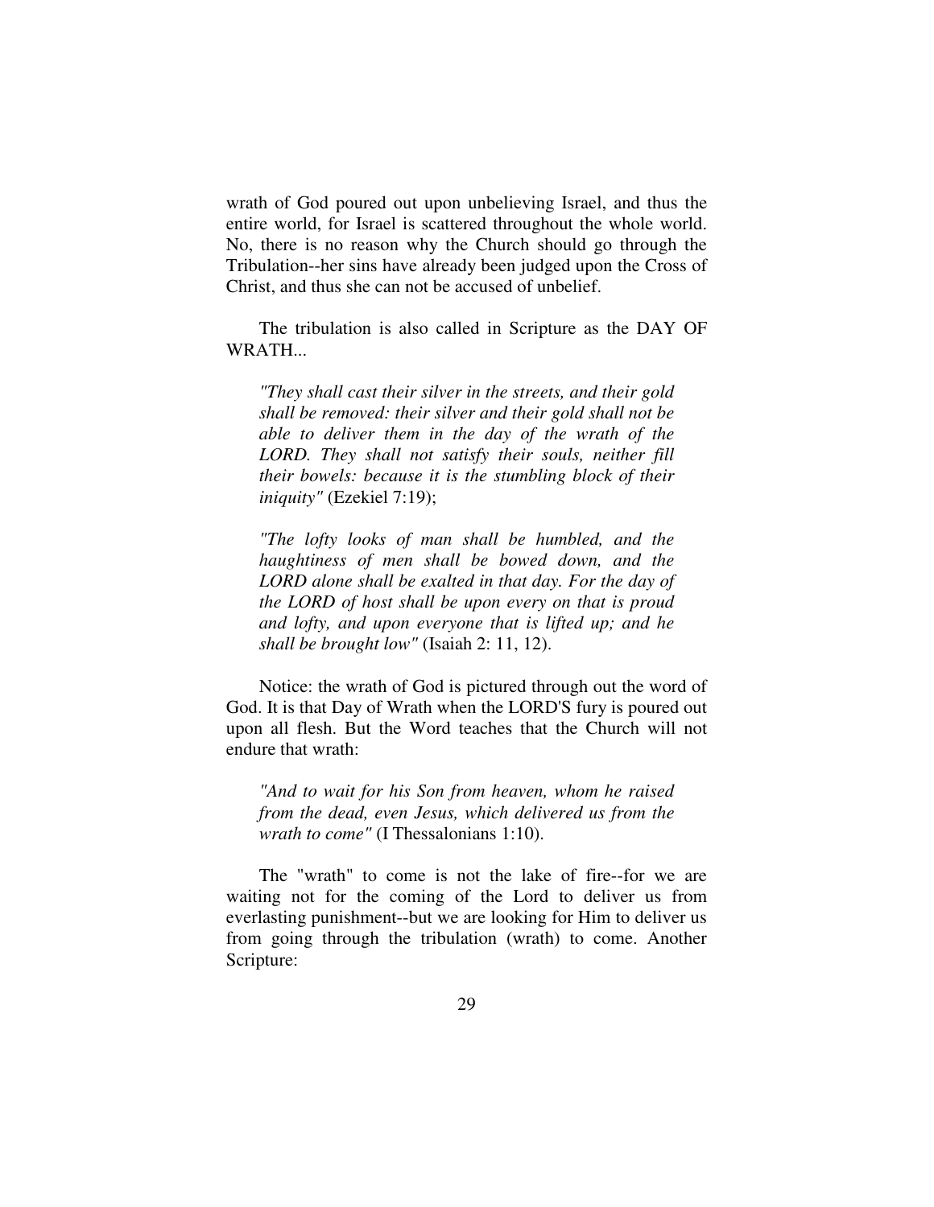wrath of God poured out upon unbelieving Israel, and thus the entire world, for Israel is scattered throughout the whole world. No, there is no reason why the Church should go through the Tribulation--her sins have already been judged upon the Cross of Christ, and thus she can not be accused of unbelief.

The tribulation is also called in Scripture as the DAY OF WRATH...

> *"They shall cast their silver in the streets, and their gold shall be removed: their silver and their gold shall not be able to deliver them in the day of the wrath of the LORD. They shall not satisfy their souls, neither fill their bowels: because it is the stumbling block of their iniquity"* (Ezekiel 7:19);

> *"The lofty looks of man shall be humbled, and the haughtiness of men shall be bowed down, and the LORD alone shall be exalted in that day. For the day of the LORD of host shall be upon every on that is proud and lofty, and upon everyone that is lifted up; and he shall be brought low"* (Isaiah 2: 11, 12).

Notice: the wrath of God is pictured through out the word of God. It is that Day of Wrath when the LORD'S fury is poured out upon all flesh. But the Word teaches that the Church will not endure that wrath:

> *"And to wait for his Son from heaven, whom he raised from the dead, even Jesus, which delivered us from the wrath to come"* (I Thessalonians 1:10).

The "wrath" to come is not the lake of fire--for we are waiting not for the coming of the Lord to deliver us from everlasting punishment--but we are looking for Him to deliver us from going through the tribulation (wrath) to come. Another Scripture: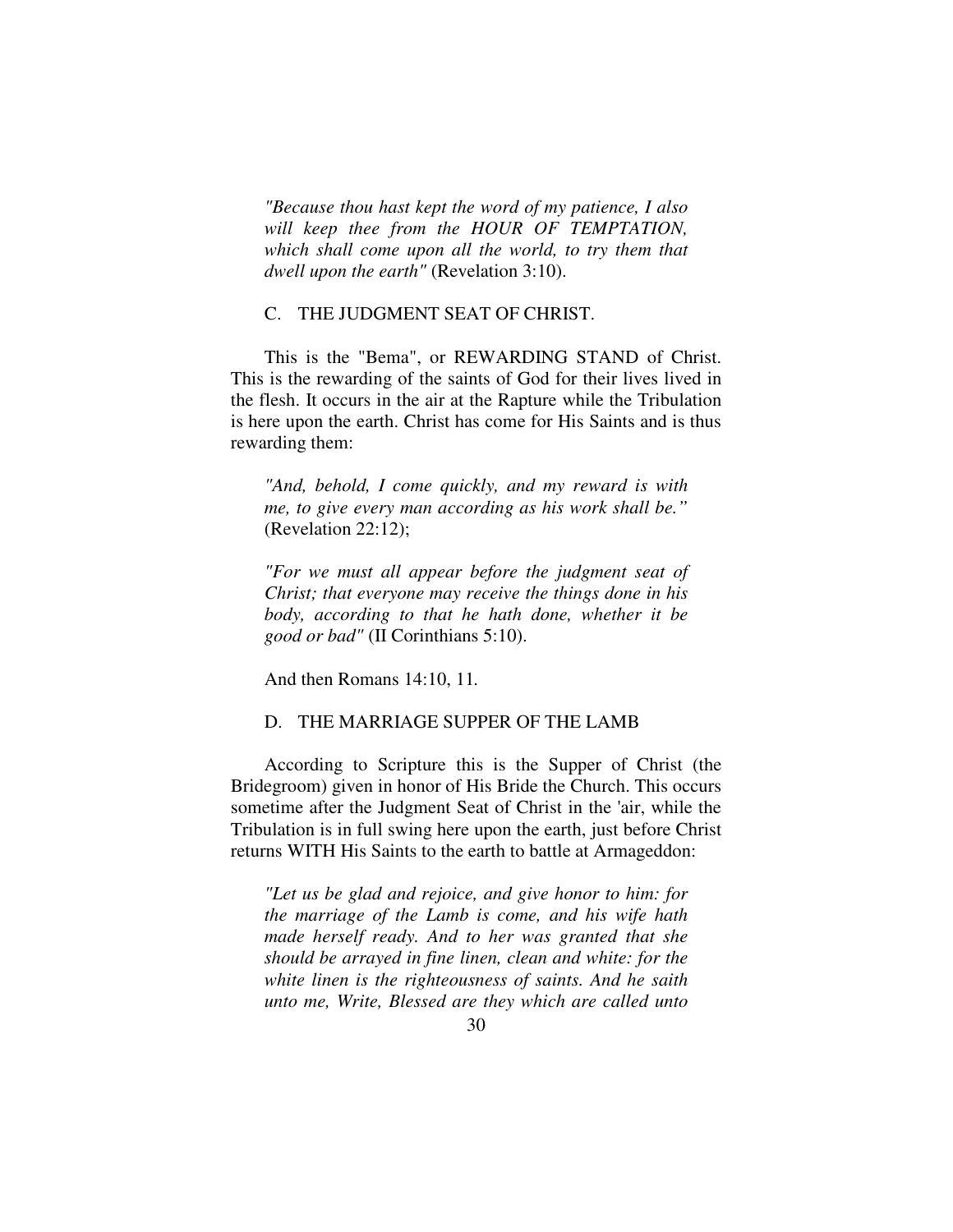*"Because thou hast kept the word of my patience, I also will keep thee from the HOUR OF TEMPTATION, which shall come upon all the world, to try them that dwell upon the earth"* (Revelation 3:10).

C. THE JUDGMENT SEAT OF CHRIST.

This is the "Bema", or REWARDING STAND of Christ. This is the rewarding of the saints of God for their lives lived in the flesh. It occurs in the air at the Rapture while the Tribulation is here upon the earth. Christ has come for His Saints and is thus rewarding them:

*"And, behold, I come quickly, and my reward is with me, to give every man according as his work shall be."* (Revelation 22:12);

*"For we must all appear before the judgment seat of Christ; that everyone may receive the things done in his body, according to that he hath done, whether it be good or bad"* (II Corinthians 5:10).

And then Romans 14:10, 11.

D. THE MARRIAGE SUPPER OF THE LAMB

According to Scripture this is the Supper of Christ (the Bridegroom) given in honor of His Bride the Church. This occurs sometime after the Judgment Seat of Christ in the 'air, while the Tribulation is in full swing here upon the earth, just before Christ returns WITH His Saints to the earth to battle at Armageddon:

*"Let us be glad and rejoice, and give honor to him: for the marriage of the Lamb is come, and his wife hath made herself ready. And to her was granted that she should be arrayed in fine linen, clean and white: for the white linen is the righteousness of saints. And he saith unto me, Write, Blessed are they which are called unto*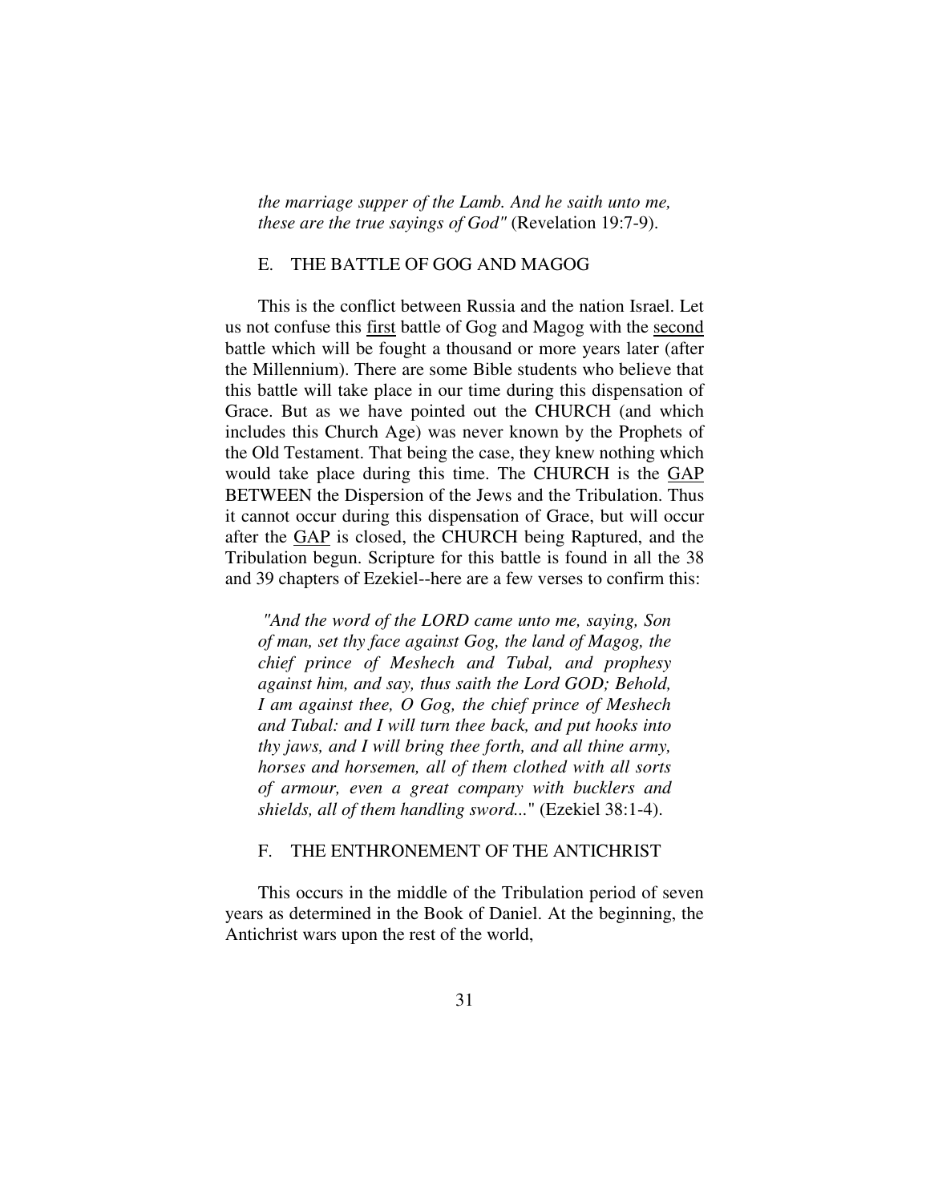*the marriage supper of the Lamb. And he saith unto me, these are the true sayings of God"* (Revelation 19:7-9).

## E. THE BATTLE OF GOG AND MAGOG

This is the conflict between Russia and the nation Israel. Let us not confuse this <u>first</u> battle of Gog and Magog with the <u>second</u> battle which will be fought a thousand or more years later (after the Millennium). There are some Bible students who believe that this battle will take place in our time during this dispensation of Grace. But as we have pointed out the CHURCH (and which includes this Church Age) was never known by the Prophets of the Old Testament. That being the case, they knew nothing which would take place during this time. The CHURCH is the <u>GAP</u> BETWEEN the Dispersion of the Jews and the Tribulation. Thus it cannot occur during this dispensation of Grace, but will occur after the <u>GAP</u> is closed, the CHURCH being Raptured, and the Tribulation begun. Scripture for this battle is found in all the 38 and 39 chapters of Ezekiel--here are a few verses to confirm this:

> *"And the word of the LORD came unto me, saying, Son of man, set thy face against Gog, the land of Magog, the chief prince of Meshech and Tubal, and prophesy against him, and say, thus saith the Lord GOD; Behold, I am against thee, O Gog, the chief prince of Meshech and Tubal: and I will turn thee back, and put hooks into thy jaws, and I will bring thee forth, and all thine army, horses and horsemen, all of them clothed with all sorts of armour, even a great company with bucklers and shields, all of them handling sword..."* (Ezekiel 38:1-4).

## F. THE ENTHRONEMENT OF THE ANTICHRIST

This occurs in the middle of the Tribulation period of seven years as determined in the Book of Daniel. At the beginning, the Antichrist wars upon the rest of the world,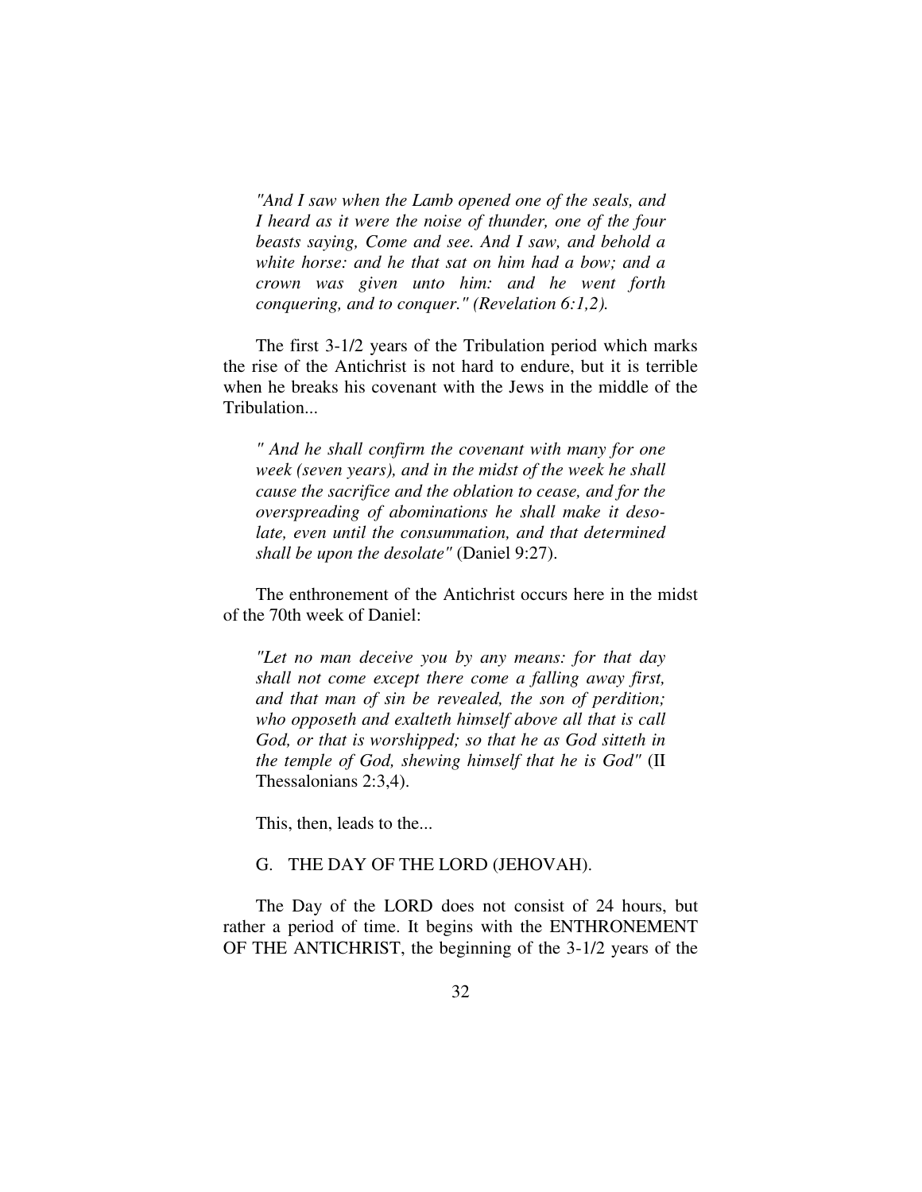*"And I saw when the Lamb opened one of the seals, and I heard as it were the noise of thunder, one of the four beasts saying, Come and see. And I saw, and behold a white horse: and he that sat on him had a bow; and a crown was given unto him: and he went forth conquering, and to conquer." (Revelation 6:1,2).*

The first 3-1/2 years of the Tribulation period which marks the rise of the Antichrist is not hard to endure, but it is terrible when he breaks his covenant with the Jews in the middle of the Tribulation...

*" And he shall confirm the covenant with many for one week (seven years), and in the midst of the week he shall cause the sacrifice and the oblation to cease, and for the overspreading of abominations he shall make it desolate, even until the consummation, and that determined shall be upon the desolate"* (Daniel 9:27).

The enthronement of the Antichrist occurs here in the midst of the 70th week of Daniel:

*"Let no man deceive you by any means: for that day shall not come except there come a falling away first, and that man of sin be revealed, the son of perdition; who opposeth and exalteth himself above all that is call God, or that is worshipped; so that he as God sitteth in the temple of God, shewing himself that he is God"* (II Thessalonians 2:3,4).

This, then, leads to the...

G. THE DAY OF THE LORD (JEHOVAH).

The Day of the LORD does not consist of 24 hours, but rather a period of time. It begins with the ENTHRONEMENT OF THE ANTICHRIST, the beginning of the 3-1/2 years of the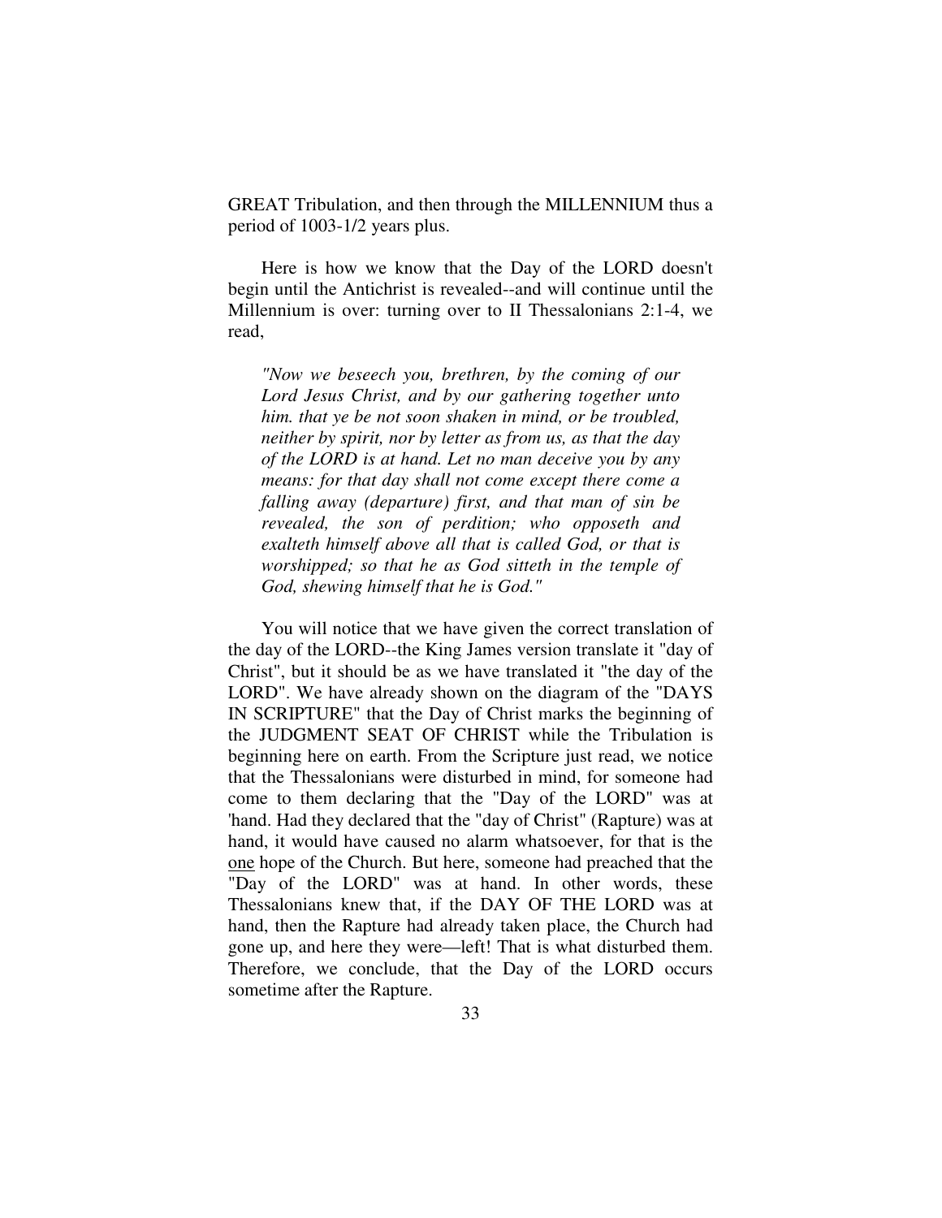GREAT Tribulation, and then through the MILLENNIUM thus a period of 1003-1/2 years plus.

Here is how we know that the Day of the LORD doesn't begin until the Antichrist is revealed--and will continue until the Millennium is over: turning over to II Thessalonians 2:1-4, we read,

> *"Now we beseech you, brethren, by the coming of our Lord Jesus Christ, and by our gathering together unto him. that ye be not soon shaken in mind, or be troubled, neither by spirit, nor by letter as from us, as that the day of the LORD is at hand. Let no man deceive you by any means: for that day shall not come except there come a falling away (departure) first, and that man of sin be revealed, the son of perdition; who opposeth and exalteth himself above all that is called God, or that is worshipped; so that he as God sitteth in the temple of God, shewing himself that he is God."*

You will notice that we have given the correct translation of the day of the LORD--the King James version translate it "day of Christ", but it should be as we have translated it "the day of the LORD". We have already shown on the diagram of the "DAYS IN SCRIPTURE" that the Day of Christ marks the beginning of the JUDGMENT SEAT OF CHRIST while the Tribulation is beginning here on earth. From the Scripture just read, we notice that the Thessalonians were disturbed in mind, for someone had come to them declaring that the "Day of the LORD" was at 'hand. Had they declared that the "day of Christ" (Rapture) was at hand, it would have caused no alarm whatsoever, for that is the <u>one</u> hope of the Church. But here, someone had preached that the "Day of the LORD" was at hand. In other words, these Thessalonians knew that, if the DAY OF THE LORD was at hand, then the Rapture had already taken place, the Church had gone up, and here they were—left! That is what disturbed them. Therefore, we conclude, that the Day of the LORD occurs sometime after the Rapture.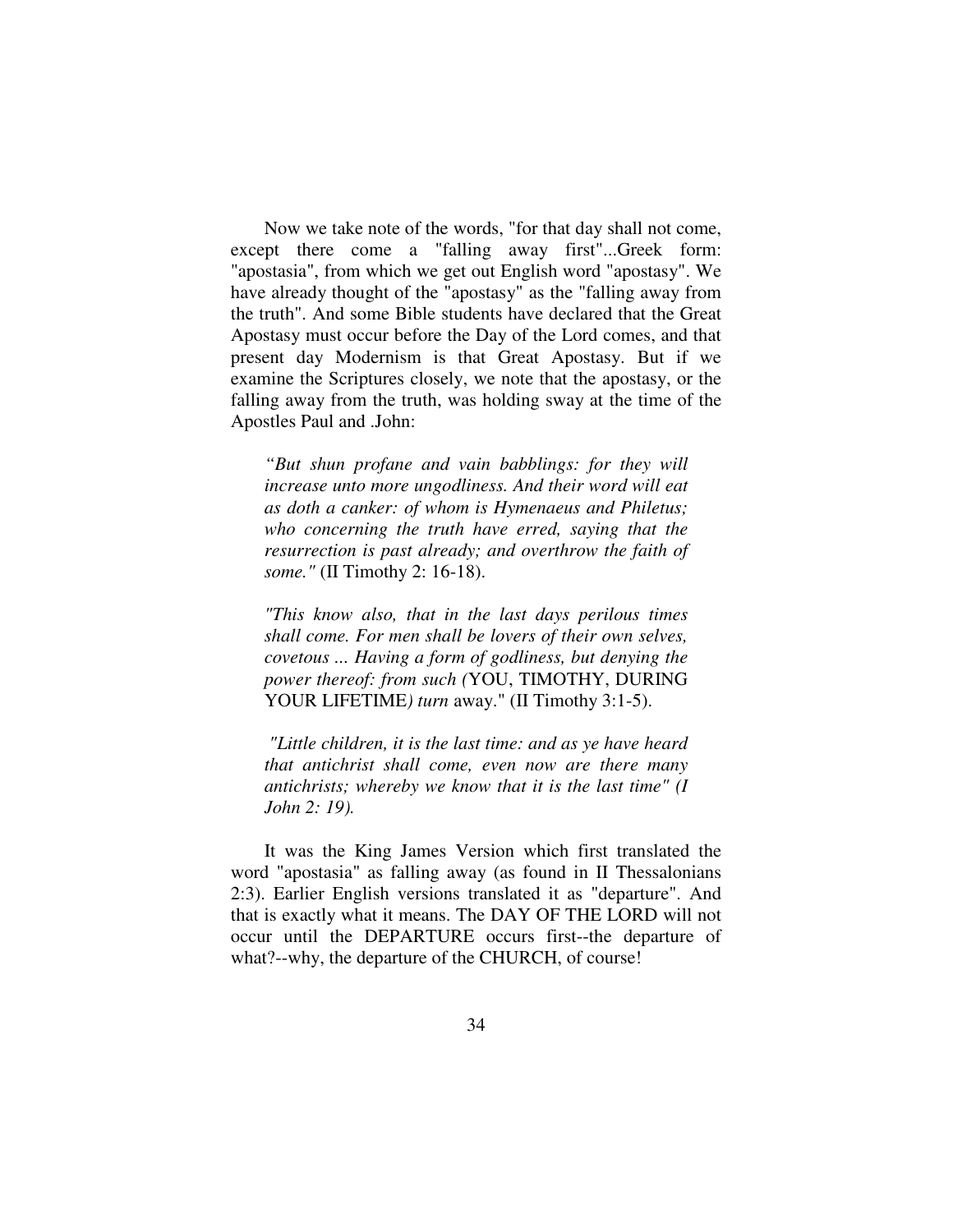Now we take note of the words, "for that day shall not come, except there come a "falling away first"...Greek form: "apostasia", from which we get out English word "apostasy". We have already thought of the "apostasy" as the "falling away from the truth". And some Bible students have declared that the Great Apostasy must occur before the Day of the Lord comes, and that present day Modernism is that Great Apostasy. But if we examine the Scriptures closely, we note that the apostasy, or the falling away from the truth, was holding sway at the time of the Apostles Paul and .John:

> *"But shun profane and vain babblings: for they will increase unto more ungodliness. And their word will eat as doth a canker: of whom is Hymenaeus and Philetus; who concerning the truth have erred, saying that the resurrection is past already; and overthrow the faith of some."* (II Timothy 2: 16-18).

> *"This know also, that in the last days perilous times shall come. For men shall be lovers of their own selves, covetous ... Having a form of godliness, but denying the power thereof: from such (*YOU, TIMOTHY, DURING YOUR LIFETIME*) turn* away." (II Timothy 3:1-5).

> *"Little children, it is the last time: and as ye have heard that antichrist shall come, even now are there many antichrists; whereby we know that it is the last time" (I John 2: 19).*

It was the King James Version which first translated the word "apostasia" as falling away (as found in II Thessalonians 2:3). Earlier English versions translated it as "departure". And that is exactly what it means. The DAY OF THE LORD will not occur until the DEPARTURE occurs first--the departure of what?--why, the departure of the CHURCH, of course!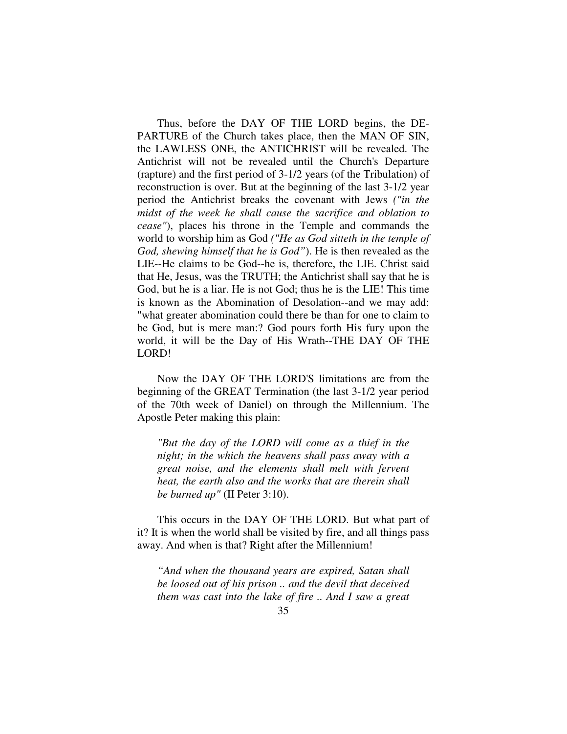Thus, before the DAY OF THE LORD begins, the DEPARTURE of the Church takes place, then the MAN OF SIN, the LAWLESS ONE, the ANTICHRIST will be revealed. The Antichrist will not be revealed until the Church's Departure (rapture) and the first period of 3-1/2 years (of the Tribulation) of reconstruction is over. But at the beginning of the last 3-1/2 year period the Antichrist breaks the covenant with Jews *("in the midst of the week he shall cause the sacrifice and oblation to cease"*), places his throne in the Temple and commands the world to worship him as God *("He as God sitteth in the temple of God, shewing himself that he is God"*). He is then revealed as the LIE--He claims to be God--he is, therefore, the LIE. Christ said that He, Jesus, was the TRUTH; the Antichrist shall say that he is God, but he is a liar. He is not God; thus he is the LIE! This time is known as the Abomination of Desolation--and we may add: "what greater abomination could there be than for one to claim to be God, but is mere man:? God pours forth His fury upon the world, it will be the Day of His Wrath--THE DAY OF THE LORD!

Now the DAY OF THE LORD'S limitations are from the beginning of the GREAT Termination (the last 3-1/2 year period of the 70th week of Daniel) on through the Millennium. The Apostle Peter making this plain:

> *"But the day of the LORD will come as a thief in the night; in the which the heavens shall pass away with a great noise, and the elements shall melt with fervent heat, the earth also and the works that are therein shall be burned up"* (II Peter 3:10).

This occurs in the DAY OF THE LORD. But what part of it? It is when the world shall be visited by fire, and all things pass away. And when is that? Right after the Millennium!

> *"And when the thousand years are expired, Satan shall be loosed out of his prison .. and the devil that deceived them was cast into the lake of fire .. And I saw a great*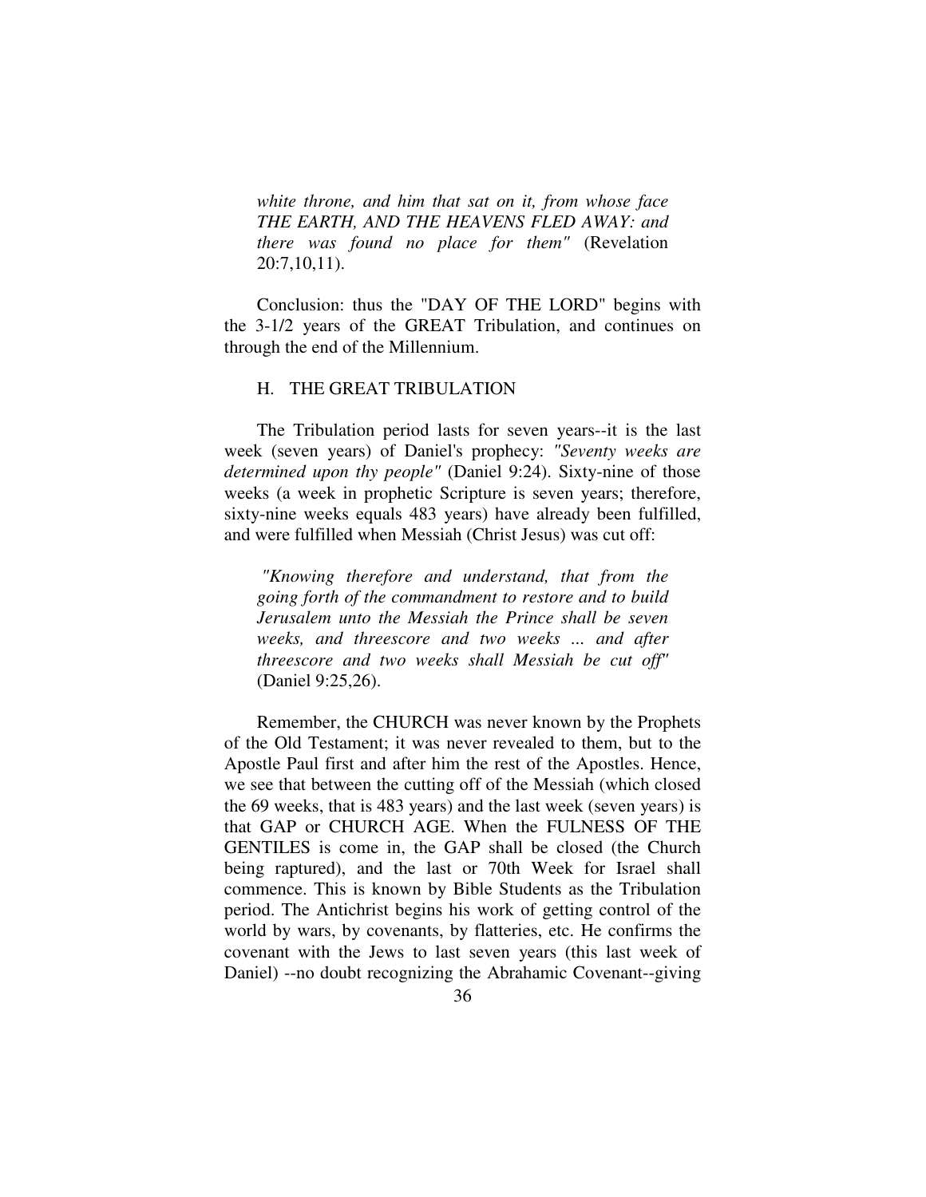> *white throne, and him that sat on it, from whose face THE EARTH, AND THE HEAVENS FLED AWAY: and there was found no place for them"* (Revelation 20:7,10,11).

Conclusion: thus the "DAY OF THE LORD" begins with the 3-1/2 years of the GREAT Tribulation, and continues on through the end of the Millennium.

### H. THE GREAT TRIBULATION

The Tribulation period lasts for seven years--it is the last week (seven years) of Daniel's prophecy: *"Seventy weeks are determined upon thy people"* (Daniel 9:24). Sixty-nine of those weeks (a week in prophetic Scripture is seven years; therefore, sixty-nine weeks equals 483 years) have already been fulfilled, and were fulfilled when Messiah (Christ Jesus) was cut off:

> *"Knowing therefore and understand, that from the going forth of the commandment to restore and to build Jerusalem unto the Messiah the Prince shall be seven weeks, and threescore and two weeks ... and after threescore and two weeks shall Messiah be cut off"* (Daniel 9:25,26).

Remember, the CHURCH was never known by the Prophets of the Old Testament; it was never revealed to them, but to the Apostle Paul first and after him the rest of the Apostles. Hence, we see that between the cutting off of the Messiah (which closed the 69 weeks, that is 483 years) and the last week (seven years) is that GAP or CHURCH AGE. When the FULNESS OF THE GENTILES is come in, the GAP shall be closed (the Church being raptured), and the last or 70th Week for Israel shall commence. This is known by Bible Students as the Tribulation period. The Antichrist begins his work of getting control of the world by wars, by covenants, by flatteries, etc. He confirms the covenant with the Jews to last seven years (this last week of Daniel) --no doubt recognizing the Abrahamic Covenant--giving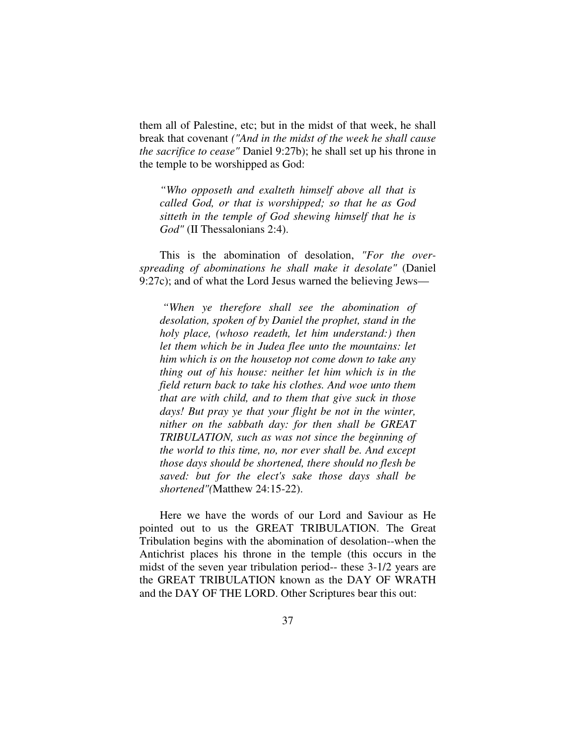them all of Palestine, etc; but in the midst of that week, he shall break that covenant *("And in the midst of the week he shall cause the sacrifice to cease"* Daniel 9:27b); he shall set up his throne in the temple to be worshipped as God:

> *"Who opposeth and exalteth himself above all that is called God, or that is worshipped; so that he as God sitteth in the temple of God shewing himself that he is God"* (II Thessalonians 2:4).

This is the abomination of desolation, *"For the over-spreading of abominations he shall make it desolate"* (Daniel 9:27c); and of what the Lord Jesus warned the believing Jews—

> *"When ye therefore shall see the abomination of desolation, spoken of by Daniel the prophet, stand in the holy place, (whoso readeth, let him understand:) then let them which be in Judea flee unto the mountains: let him which is on the housetop not come down to take any thing out of his house: neither let him which is in the field return back to take his clothes. And woe unto them that are with child, and to them that give suck in those days! But pray ye that your flight be not in the winter, nither on the sabbath day: for then shall be GREAT TRIBULATION, such as was not since the beginning of the world to this time, no, nor ever shall be. And except those days should be shortened, there should no flesh be saved: but for the elect's sake those days shall be shortened"(*Matthew 24:15-22).

Here we have the words of our Lord and Saviour as He pointed out to us the GREAT TRIBULATION. The Great Tribulation begins with the abomination of desolation--when the Antichrist places his throne in the temple (this occurs in the midst of the seven year tribulation period-- these 3-1/2 years are the GREAT TRIBULATION known as the DAY OF WRATH and the DAY OF THE LORD. Other Scriptures bear this out: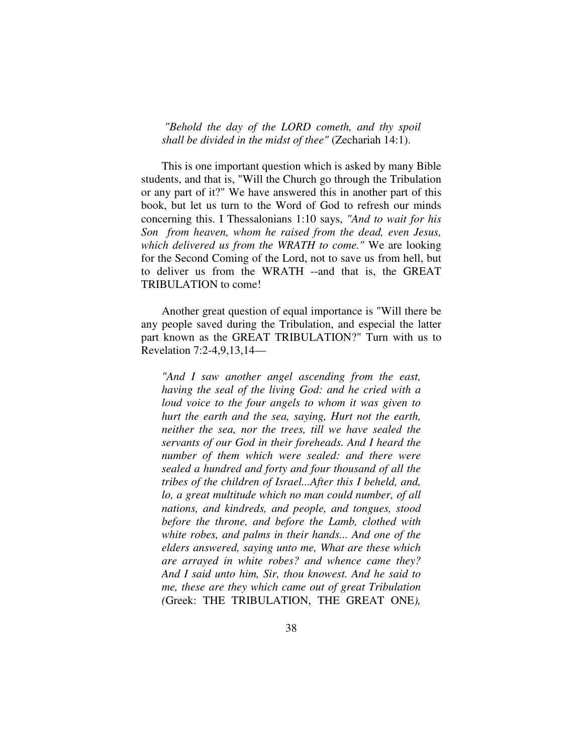> *"Behold the day of the LORD cometh, and thy spoil shall be divided in the midst of thee"* (Zechariah 14:1).

This is one important question which is asked by many Bible students, and that is, "Will the Church go through the Tribulation or any part of it?" We have answered this in another part of this book, but let us turn to the Word of God to refresh our minds concerning this. I Thessalonians 1:10 says, *"And to wait for his Son from heaven, whom he raised from the dead, even Jesus, which delivered us from the WRATH to come."* We are looking for the Second Coming of the Lord, not to save us from hell, but to deliver us from the WRATH --and that is, the GREAT TRIBULATION to come!

Another great question of equal importance is "Will there be any people saved during the Tribulation, and especial the latter part known as the GREAT TRIBULATION?" Turn with us to Revelation 7:2-4,9,13,14—

> *"And I saw another angel ascending from the east, having the seal of the living God: and he cried with a loud voice to the four angels to whom it was given to hurt the earth and the sea, saying, Hurt not the earth, neither the sea, nor the trees, till we have sealed the servants of our God in their foreheads. And I heard the number of them which were sealed: and there were sealed a hundred and forty and four thousand of all the tribes of the children of Israel...After this I beheld, and, lo, a great multitude which no man could number, of all nations, and kindreds, and people, and tongues, stood before the throne, and before the Lamb, clothed with white robes, and palms in their hands... And one of the elders answered, saying unto me, What are these which are arrayed in white robes? and whence came they? And I said unto him, Sir, thou knowest. And he said to me, these are they which came out of great Tribulation (*Greek: THE TRIBULATION, THE GREAT ONE*),*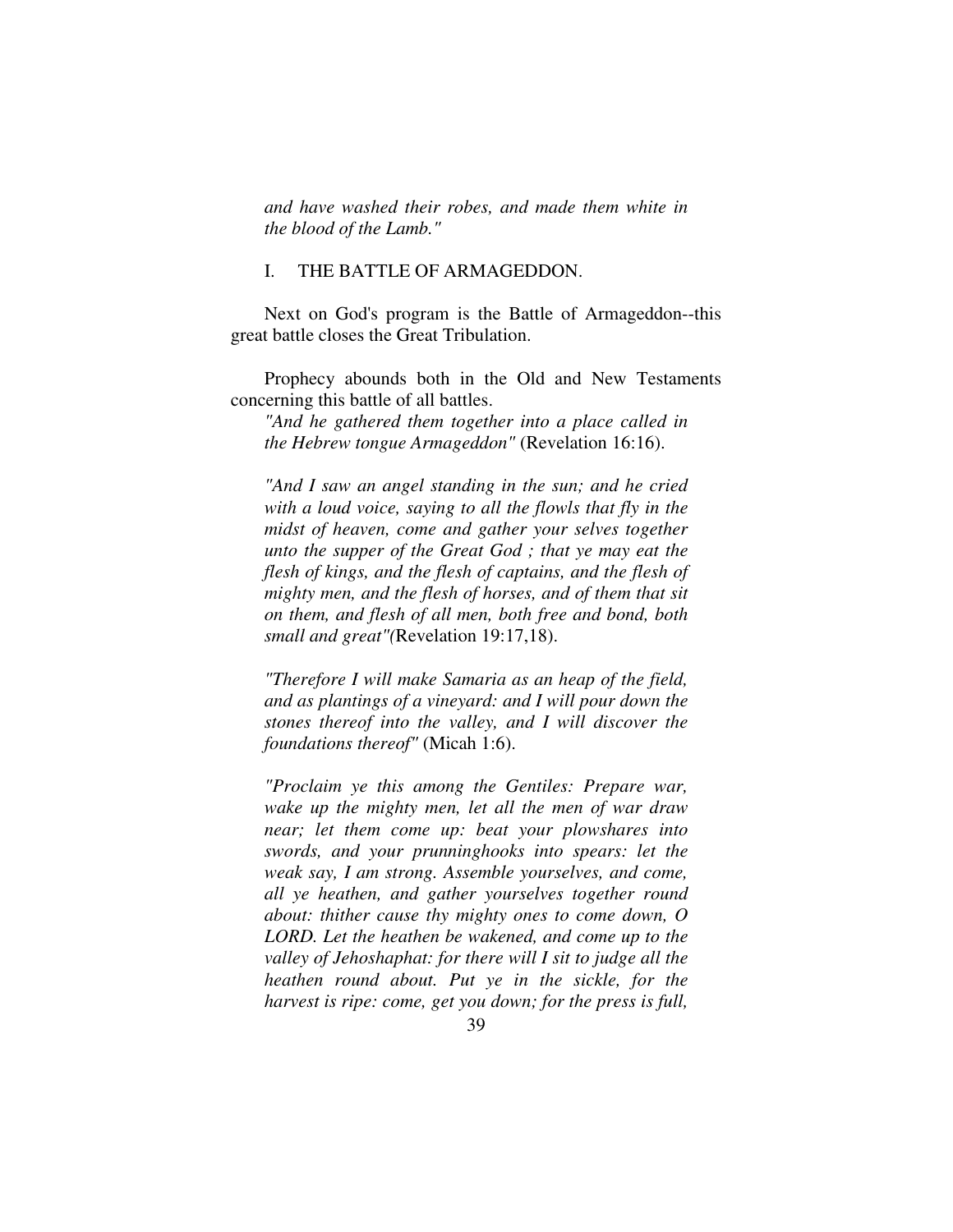*and have washed their robes, and made them white in the blood of the Lamb."*

## I. THE BATTLE OF ARMAGEDDON.

Next on God's program is the Battle of Armageddon--this great battle closes the Great Tribulation.

Prophecy abounds both in the Old and New Testaments concerning this battle of all battles.

*"And he gathered them together into a place called in the Hebrew tongue Armageddon"* (Revelation 16:16).

*"And I saw an angel standing in the sun; and he cried with a loud voice, saying to all the flowls that fly in the midst of heaven, come and gather your selves together unto the supper of the Great God ; that ye may eat the flesh of kings, and the flesh of captains, and the flesh of mighty men, and the flesh of horses, and of them that sit on them, and flesh of all men, both free and bond, both small and great"*(Revelation 19:17,18).

*"Therefore I will make Samaria as an heap of the field, and as plantings of a vineyard: and I will pour down the stones thereof into the valley, and I will discover the foundations thereof"* (Micah 1:6).

*"Proclaim ye this among the Gentiles: Prepare war, wake up the mighty men, let all the men of war draw near; let them come up: beat your plowshares into swords, and your prunninghooks into spears: let the weak say, I am strong. Assemble yourselves, and come, all ye heathen, and gather yourselves together round about: thither cause thy mighty ones to come down, O LORD. Let the heathen be wakened, and come up to the valley of Jehoshaphat: for there will I sit to judge all the heathen round about. Put ye in the sickle, for the harvest is ripe: come, get you down; for the press is full,*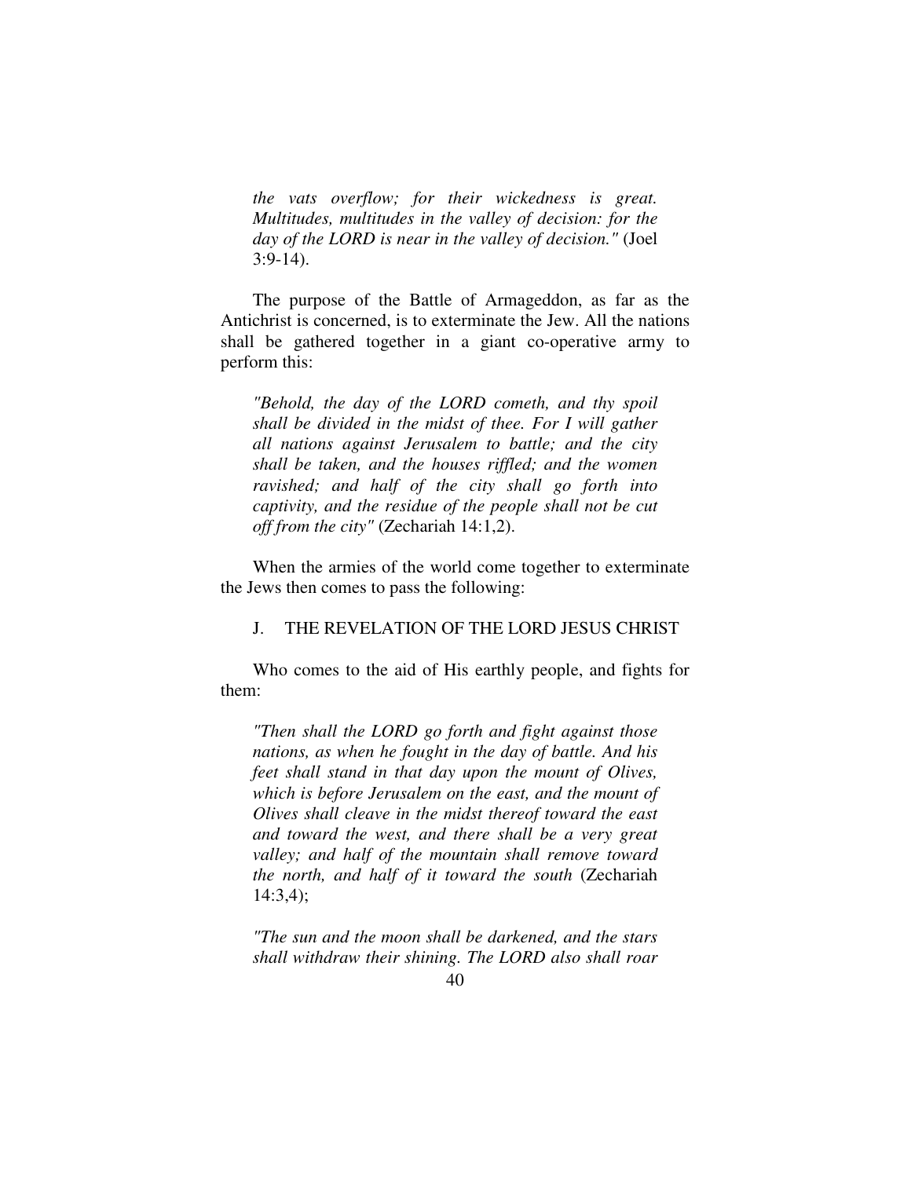*the vats overflow; for their wickedness is great. Multitudes, multitudes in the valley of decision: for the day of the LORD is near in the valley of decision."* (Joel 3:9-14).

The purpose of the Battle of Armageddon, as far as the Antichrist is concerned, is to exterminate the Jew. All the nations shall be gathered together in a giant co-operative army to perform this:

> *"Behold, the day of the LORD cometh, and thy spoil shall be divided in the midst of thee. For I will gather all nations against Jerusalem to battle; and the city shall be taken, and the houses riffled; and the women ravished; and half of the city shall go forth into captivity, and the residue of the people shall not be cut off from the city"* (Zechariah 14:1,2).

When the armies of the world come together to exterminate the Jews then comes to pass the following:

## J. THE REVELATION OF THE LORD JESUS CHRIST

Who comes to the aid of His earthly people, and fights for them:

> *"Then shall the LORD go forth and fight against those nations, as when he fought in the day of battle. And his feet shall stand in that day upon the mount of Olives, which is before Jerusalem on the east, and the mount of Olives shall cleave in the midst thereof toward the east and toward the west, and there shall be a very great valley; and half of the mountain shall remove toward the north, and half of it toward the south* (Zechariah 14:3,4);

> *"The sun and the moon shall be darkened, and the stars shall withdraw their shining. The LORD also shall roar*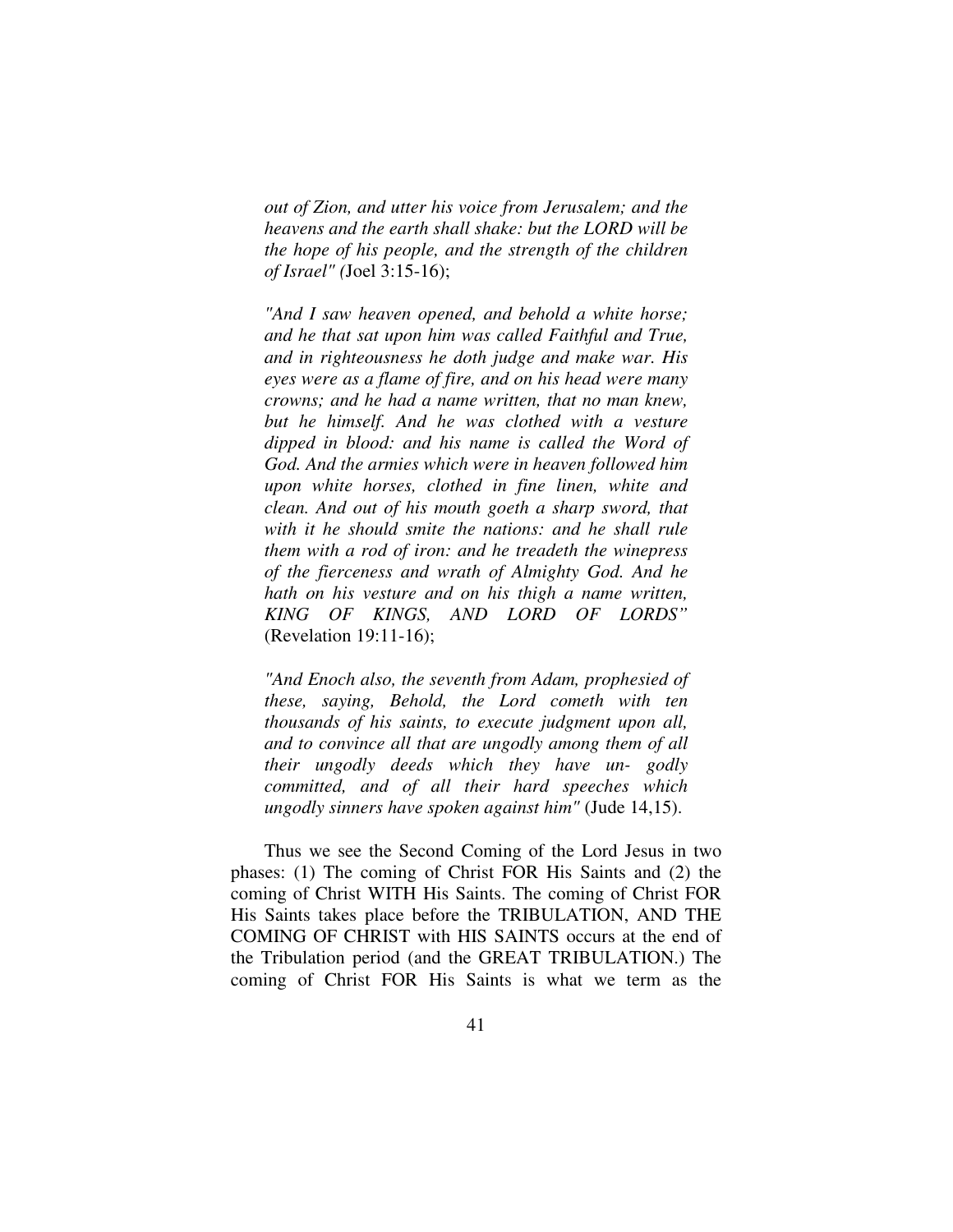*out of Zion, and utter his voice from Jerusalem; and the heavens and the earth shall shake: but the LORD will be the hope of his people, and the strength of the children of Israel" (*Joel 3:15-16);

*"And I saw heaven opened, and behold a white horse; and he that sat upon him was called Faithful and True, and in righteousness he doth judge and make war. His eyes were as a flame of fire, and on his head were many crowns; and he had a name written, that no man knew, but he himself. And he was clothed with a vesture dipped in blood: and his name is called the Word of God. And the armies which were in heaven followed him upon white horses, clothed in fine linen, white and clean. And out of his mouth goeth a sharp sword, that with it he should smite the nations: and he shall rule them with a rod of iron: and he treadeth the winepress of the fierceness and wrath of Almighty God. And he hath on his vesture and on his thigh a name written, KING OF KINGS, AND LORD OF LORDS"* (Revelation 19:11-16);

*"And Enoch also, the seventh from Adam, prophesied of these, saying, Behold, the Lord cometh with ten thousands of his saints, to execute judgment upon all, and to convince all that are ungodly among them of all their ungodly deeds which they have un- godly committed, and of all their hard speeches which ungodly sinners have spoken against him"* (Jude 14,15).

Thus we see the Second Coming of the Lord Jesus in two phases: (1) The coming of Christ FOR His Saints and (2) the coming of Christ WITH His Saints. The coming of Christ FOR His Saints takes place before the TRIBULATION, AND THE COMING OF CHRIST with HIS SAINTS occurs at the end of the Tribulation period (and the GREAT TRIBULATION.) The coming of Christ FOR His Saints is what we term as the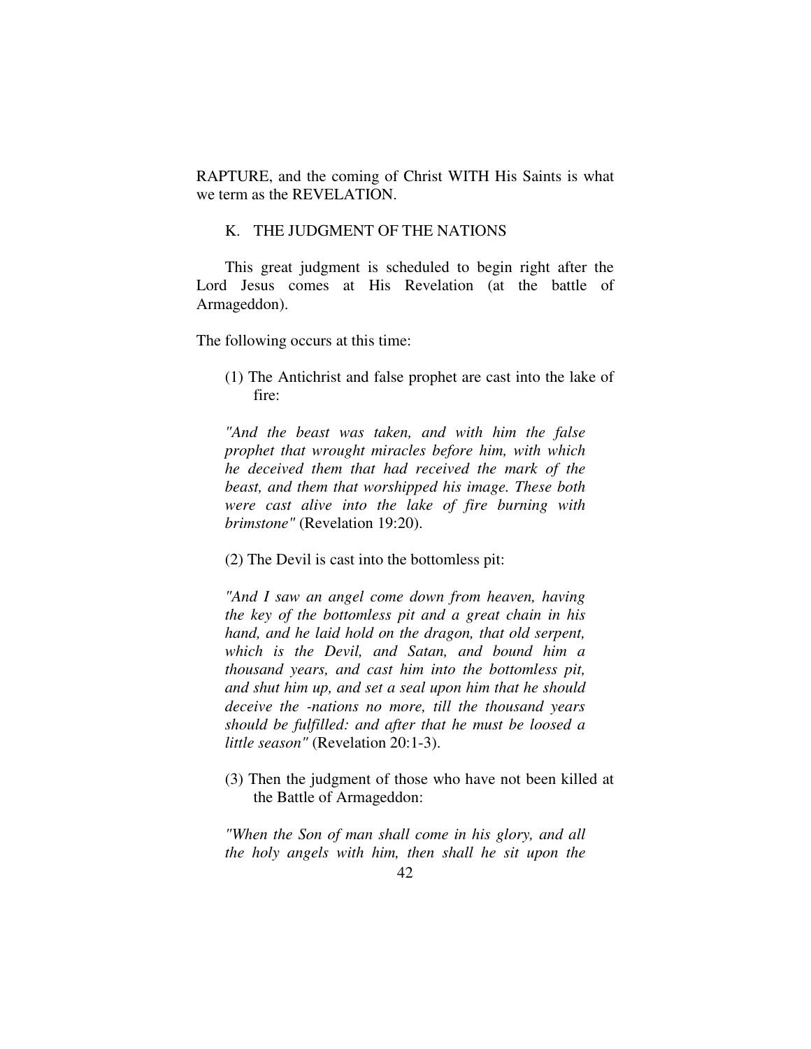RAPTURE, and the coming of Christ WITH His Saints is what we term as the REVELATION.

### K. THE JUDGMENT OF THE NATIONS

This great judgment is scheduled to begin right after the Lord Jesus comes at His Revelation (at the battle of Armageddon).

The following occurs at this time:

(1) The Antichrist and false prophet are cast into the lake of fire:

*"And the beast was taken, and with him the false prophet that wrought miracles before him, with which he deceived them that had received the mark of the beast, and them that worshipped his image. These both were cast alive into the lake of fire burning with brimstone"* (Revelation 19:20).

(2) The Devil is cast into the bottomless pit:

*"And I saw an angel come down from heaven, having the key of the bottomless pit and a great chain in his hand, and he laid hold on the dragon, that old serpent, which is the Devil, and Satan, and bound him a thousand years, and cast him into the bottomless pit, and shut him up, and set a seal upon him that he should deceive the -nations no more, till the thousand years should be fulfilled: and after that he must be loosed a little season"* (Revelation 20:1-3).

(3) Then the judgment of those who have not been killed at the Battle of Armageddon:

*"When the Son of man shall come in his glory, and all the holy angels with him, then shall he sit upon the*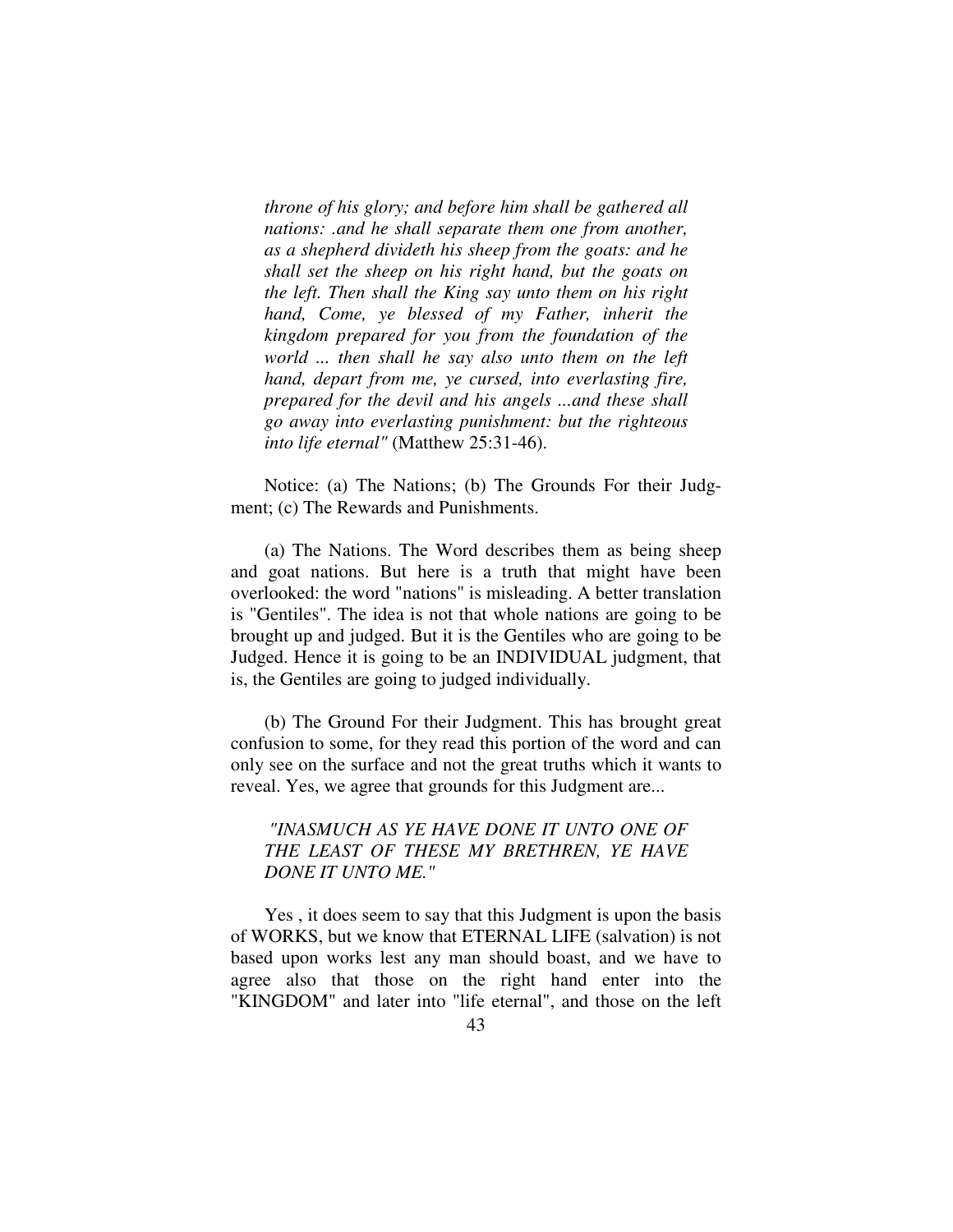*throne of his glory; and before him shall be gathered all nations: .and he shall separate them one from another, as a shepherd divideth his sheep from the goats: and he shall set the sheep on his right hand, but the goats on the left. Then shall the King say unto them on his right hand, Come, ye blessed of my Father, inherit the kingdom prepared for you from the foundation of the world ... then shall he say also unto them on the left hand, depart from me, ye cursed, into everlasting fire, prepared for the devil and his angels ...and these shall go away into everlasting punishment: but the righteous into life eternal"* (Matthew 25:31-46).

Notice: (a) The Nations; (b) The Grounds For their Judgment; (c) The Rewards and Punishments.

(a) The Nations. The Word describes them as being sheep and goat nations. But here is a truth that might have been overlooked: the word "nations" is misleading. A better translation is "Gentiles". The idea is not that whole nations are going to be brought up and judged. But it is the Gentiles who are going to be Judged. Hence it is going to be an INDIVIDUAL judgment, that is, the Gentiles are going to judged individually.

(b) The Ground For their Judgment. This has brought great confusion to some, for they read this portion of the word and can only see on the surface and not the great truths which it wants to reveal. Yes, we agree that grounds for this Judgment are...

*"INASMUCH AS YE HAVE DONE IT UNTO ONE OF THE LEAST OF THESE MY BRETHREN, YE HAVE DONE IT UNTO ME."*

Yes , it does seem to say that this Judgment is upon the basis of WORKS, but we know that ETERNAL LIFE (salvation) is not based upon works lest any man should boast, and we have to agree also that those on the right hand enter into the "KINGDOM" and later into "life eternal", and those on the left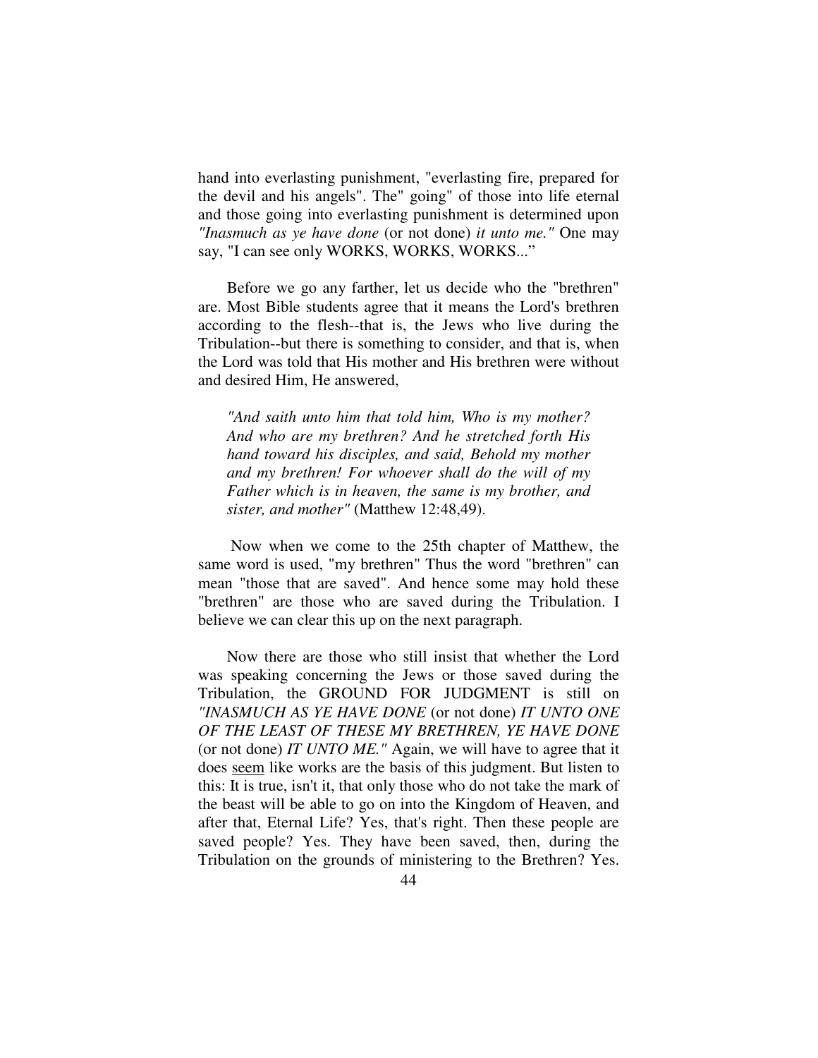hand into everlasting punishment, "everlasting fire, prepared for the devil and his angels". The" going" of those into life eternal and those going into everlasting punishment is determined upon *"Inasmuch as ye have done* (or not done) *it unto me."* One may say, "I can see only WORKS, WORKS, WORKS..."

Before we go any farther, let us decide who the "brethren" are. Most Bible students agree that it means the Lord's brethren according to the flesh--that is, the Jews who live during the Tribulation--but there is something to consider, and that is, when the Lord was told that His mother and His brethren were without and desired Him, He answered,

> *"And saith unto him that told him, Who is my mother? And who are my brethren? And he stretched forth His hand toward his disciples, and said, Behold my mother and my brethren! For whoever shall do the will of my Father which is in heaven, the same is my brother, and sister, and mother"* (Matthew 12:48,49).

Now when we come to the 25th chapter of Matthew, the same word is used, "my brethren" Thus the word "brethren" can mean "those that are saved". And hence some may hold these "brethren" are those who are saved during the Tribulation. I believe we can clear this up on the next paragraph.

Now there are those who still insist that whether the Lord was speaking concerning the Jews or those saved during the Tribulation, the GROUND FOR JUDGMENT is still on *"INASMUCH AS YE HAVE DONE* (or not done) *IT UNTO ONE OF THE LEAST OF THESE MY BRETHREN, YE HAVE DONE* (or not done) *IT UNTO ME."* Again, we will have to agree that it does <u>seem</u> like works are the basis of this judgment. But listen to this: It is true, isn't it, that only those who do not take the mark of the beast will be able to go on into the Kingdom of Heaven, and after that, Eternal Life? Yes, that's right. Then these people are saved people? Yes. They have been saved, then, during the Tribulation on the grounds of ministering to the Brethren? Yes.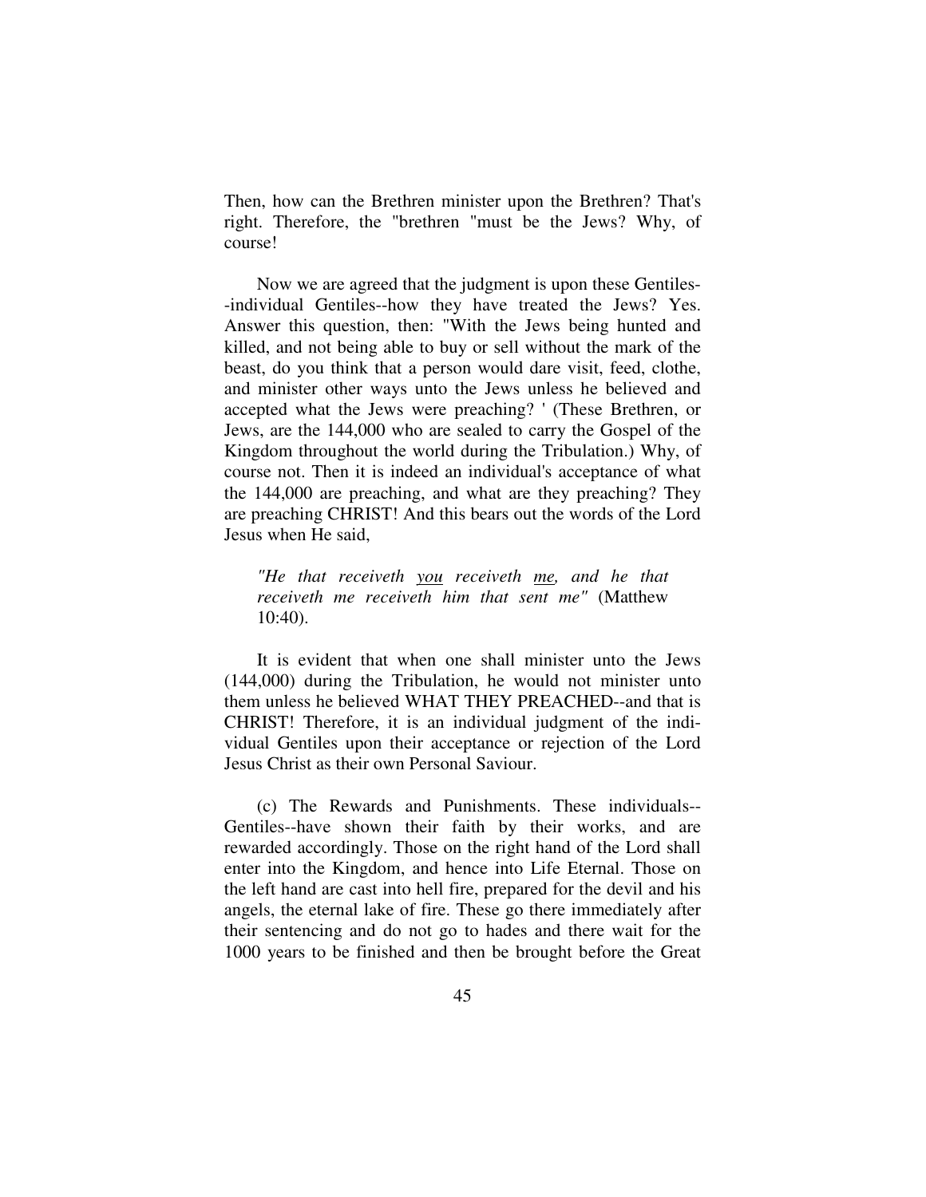Then, how can the Brethren minister upon the Brethren? That's right. Therefore, the "brethren "must be the Jews? Why, of course!

Now we are agreed that the judgment is upon these Gentiles--individual Gentiles--how they have treated the Jews? Yes. Answer this question, then: "With the Jews being hunted and killed, and not being able to buy or sell without the mark of the beast, do you think that a person would dare visit, feed, clothe, and minister other ways unto the Jews unless he believed and accepted what the Jews were preaching? ' (These Brethren, or Jews, are the 144,000 who are sealed to carry the Gospel of the Kingdom throughout the world during the Tribulation.) Why, of course not. Then it is indeed an individual's acceptance of what the 144,000 are preaching, and what are they preaching? They are preaching CHRIST! And this bears out the words of the Lord Jesus when He said,

> *"He that receiveth <u>you</u> receiveth <u>me</u>, and he that receiveth me receiveth him that sent me"* (Matthew 10:40).

It is evident that when one shall minister unto the Jews (144,000) during the Tribulation, he would not minister unto them unless he believed WHAT THEY PREACHED--and that is CHRIST! Therefore, it is an individual judgment of the individual Gentiles upon their acceptance or rejection of the Lord Jesus Christ as their own Personal Saviour.

(c) The Rewards and Punishments. These individuals--Gentiles--have shown their faith by their works, and are rewarded accordingly. Those on the right hand of the Lord shall enter into the Kingdom, and hence into Life Eternal. Those on the left hand are cast into hell fire, prepared for the devil and his angels, the eternal lake of fire. These go there immediately after their sentencing and do not go to hades and there wait for the 1000 years to be finished and then be brought before the Great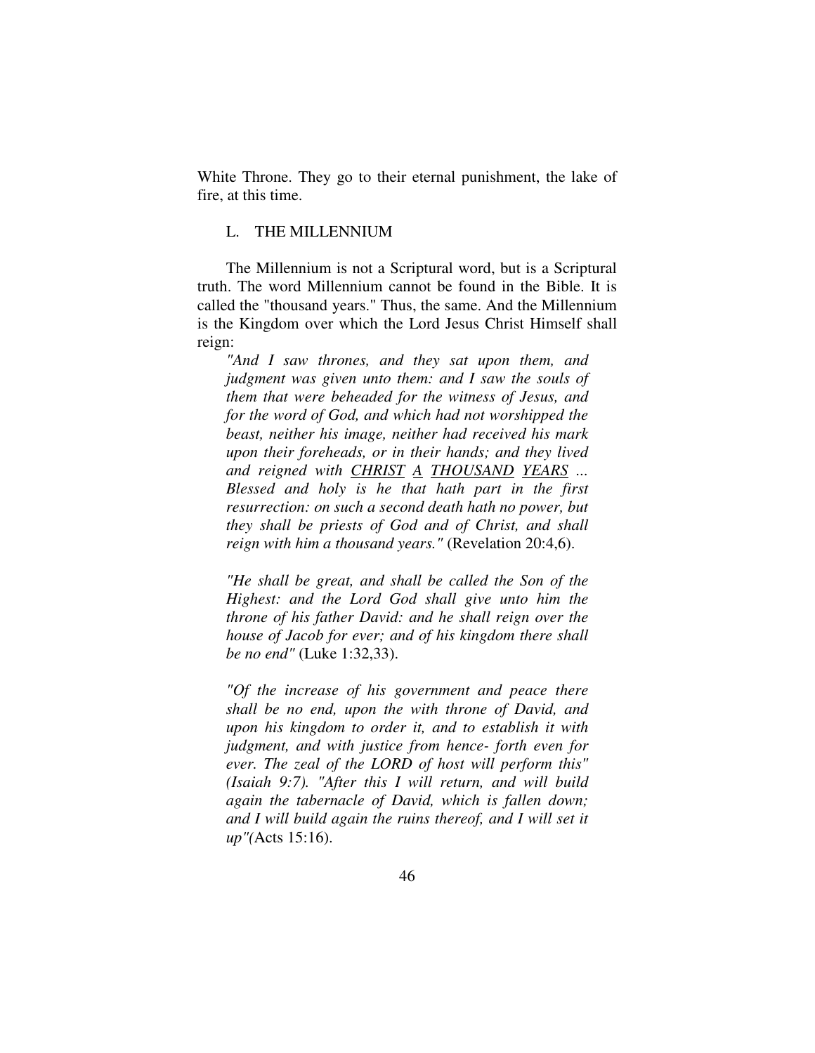White Throne. They go to their eternal punishment, the lake of fire, at this time.

## L. THE MILLENNIUM

The Millennium is not a Scriptural word, but is a Scriptural truth. The word Millennium cannot be found in the Bible. It is called the "thousand years." Thus, the same. And the Millennium is the Kingdom over which the Lord Jesus Christ Himself shall reign:

> *"And I saw thrones, and they sat upon them, and judgment was given unto them: and I saw the souls of them that were beheaded for the witness of Jesus, and for the word of God, and which had not worshipped the beast, neither his image, neither had received his mark upon their foreheads, or in their hands; and they lived and reigned with <u>CHRIST</u> <u>A</u> <u>THOUSAND</u> <u>YEARS</u> ... Blessed and holy is he that hath part in the first resurrection: on such a second death hath no power, but they shall be priests of God and of Christ, and shall reign with him a thousand years."* (Revelation 20:4,6).
>
> *"He shall be great, and shall be called the Son of the Highest: and the Lord God shall give unto him the throne of his father David: and he shall reign over the house of Jacob for ever; and of his kingdom there shall be no end"* (Luke 1:32,33).
>
> *"Of the increase of his government and peace there shall be no end, upon the with throne of David, and upon his kingdom to order it, and to establish it with judgment, and with justice from hence- forth even for ever. The zeal of the LORD of host will perform this" (Isaiah 9:7). "After this I will return, and will build again the tabernacle of David, which is fallen down; and I will build again the ruins thereof, and I will set it up"(*Acts 15:16).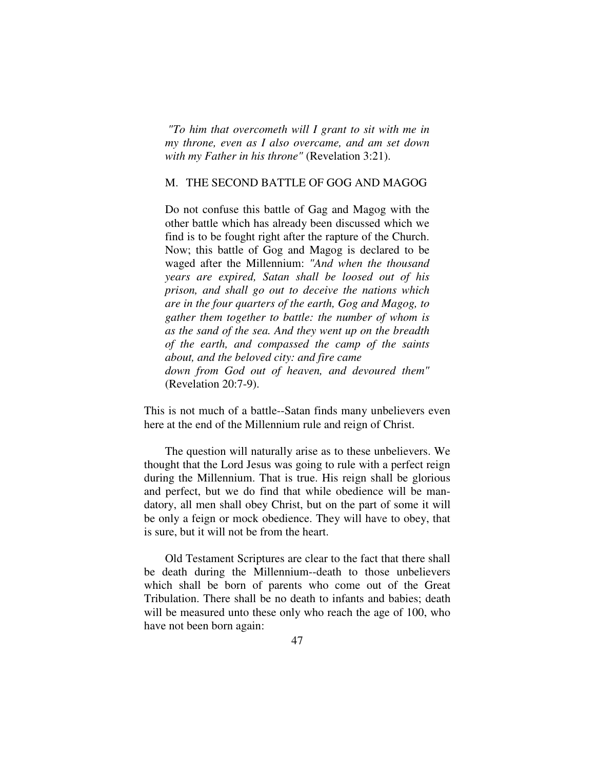*"To him that overcometh will I grant to sit with me in my throne, even as I also overcame, and am set down with my Father in his throne"* (Revelation 3:21).

## M. THE SECOND BATTLE OF GOG AND MAGOG

Do not confuse this battle of Gag and Magog with the other battle which has already been discussed which we find is to be fought right after the rapture of the Church. Now; this battle of Gog and Magog is declared to be waged after the Millennium: *"And when the thousand years are expired, Satan shall be loosed out of his prison, and shall go out to deceive the nations which are in the four quarters of the earth, Gog and Magog, to gather them together to battle: the number of whom is as the sand of the sea. And they went up on the breadth of the earth, and compassed the camp of the saints about, and the beloved city: and fire came down from God out of heaven, and devoured them"* (Revelation 20:7-9).

This is not much of a battle--Satan finds many unbelievers even here at the end of the Millennium rule and reign of Christ.

The question will naturally arise as to these unbelievers. We thought that the Lord Jesus was going to rule with a perfect reign during the Millennium. That is true. His reign shall be glorious and perfect, but we do find that while obedience will be mandatory, all men shall obey Christ, but on the part of some it will be only a feign or mock obedience. They will have to obey, that is sure, but it will not be from the heart.

Old Testament Scriptures are clear to the fact that there shall be death during the Millennium--death to those unbelievers which shall be born of parents who come out of the Great Tribulation. There shall be no death to infants and babies; death will be measured unto these only who reach the age of 100, who have not been born again: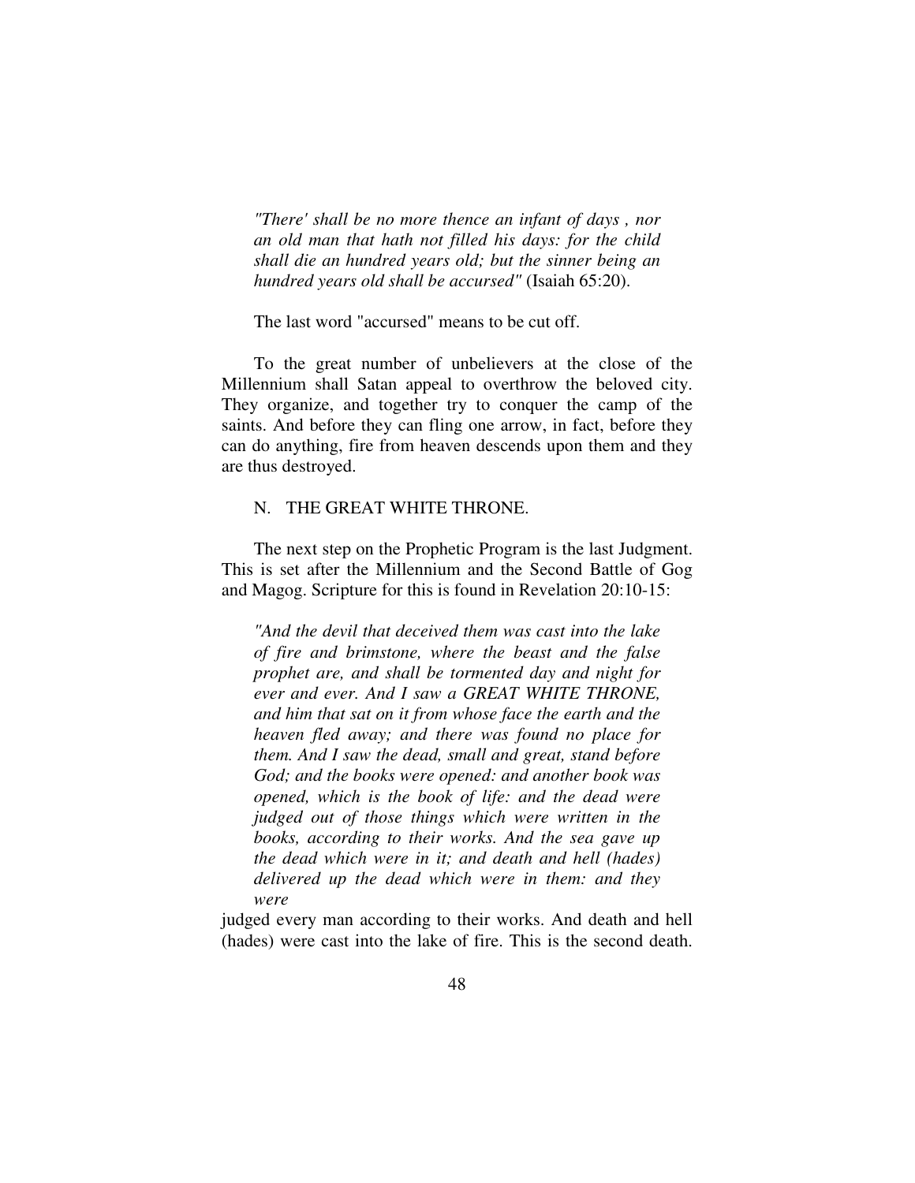*"There' shall be no more thence an infant of days , nor an old man that hath not filled his days: for the child shall die an hundred years old; but the sinner being an hundred years old shall be accursed"* (Isaiah 65:20).

The last word "accursed" means to be cut off.

To the great number of unbelievers at the close of the Millennium shall Satan appeal to overthrow the beloved city. They organize, and together try to conquer the camp of the saints. And before they can fling one arrow, in fact, before they can do anything, fire from heaven descends upon them and they are thus destroyed.

## N. THE GREAT WHITE THRONE.

The next step on the Prophetic Program is the last Judgment. This is set after the Millennium and the Second Battle of Gog and Magog. Scripture for this is found in Revelation 20:10-15:

*"And the devil that deceived them was cast into the lake of fire and brimstone, where the beast and the false prophet are, and shall be tormented day and night for ever and ever. And I saw a GREAT WHITE THRONE, and him that sat on it from whose face the earth and the heaven fled away; and there was found no place for them. And I saw the dead, small and great, stand before God; and the books were opened: and another book was opened, which is the book of life: and the dead were judged out of those things which were written in the books, according to their works. And the sea gave up the dead which were in it; and death and hell (hades) delivered up the dead which were in them: and they were*

judged every man according to their works. And death and hell (hades) were cast into the lake of fire. This is the second death.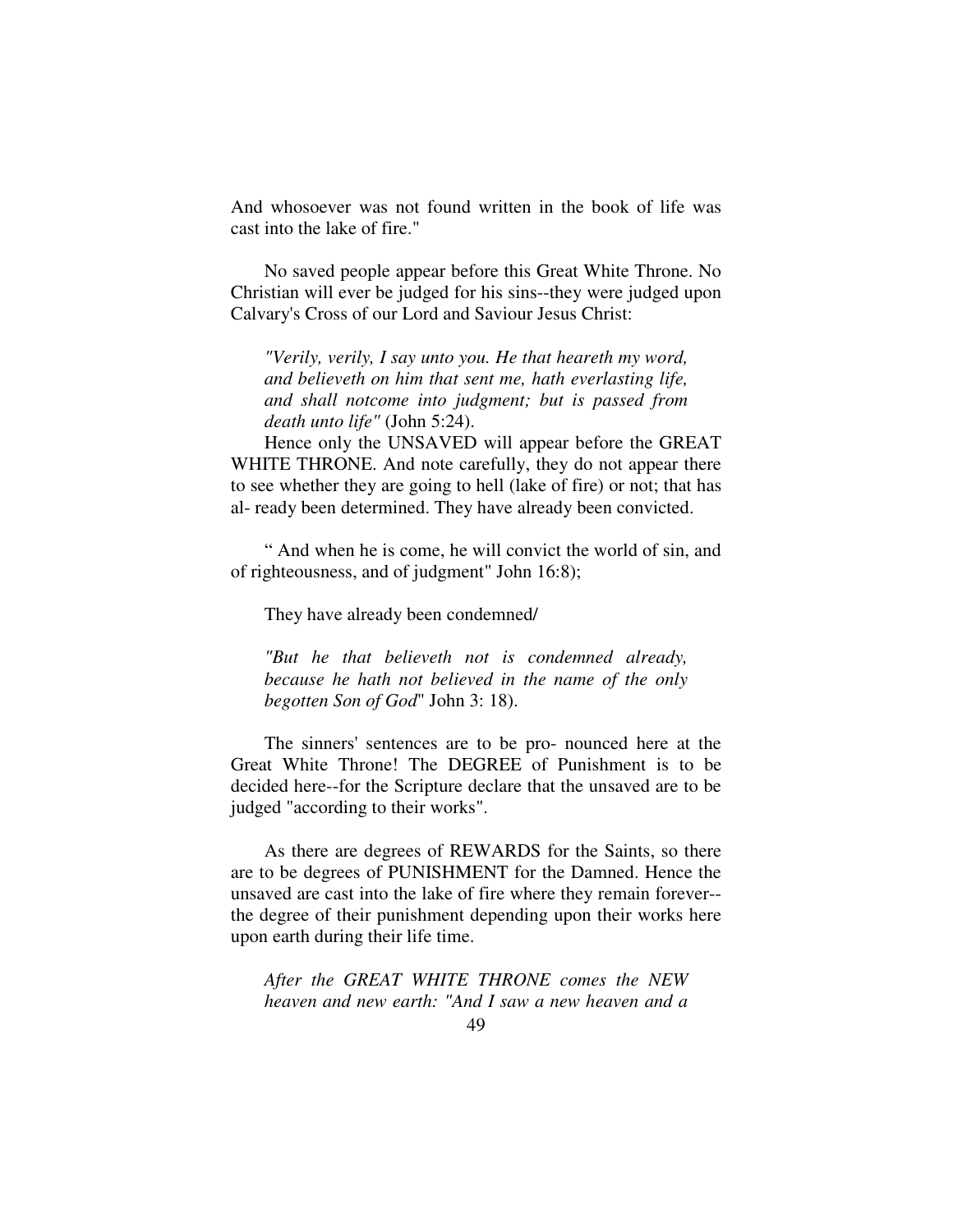And whosoever was not found written in the book of life was cast into the lake of fire."

No saved people appear before this Great White Throne. No Christian will ever be judged for his sins--they were judged upon Calvary's Cross of our Lord and Saviour Jesus Christ:

> *"Verily, verily, I say unto you. He that heareth my word, and believeth on him that sent me, hath everlasting life, and shall notcome into judgment; but is passed from death unto life"* (John 5:24).

Hence only the UNSAVED will appear before the GREAT WHITE THRONE. And note carefully, they do not appear there to see whether they are going to hell (lake of fire) or not; that has al- ready been determined. They have already been convicted.

" And when he is come, he will convict the world of sin, and of righteousness, and of judgment" John 16:8);

They have already been condemned/

> *"But he that believeth not is condemned already, because he hath not believed in the name of the only begotten Son of God*" John 3: 18).

The sinners' sentences are to be pro- nounced here at the Great White Throne! The DEGREE of Punishment is to be decided here--for the Scripture declare that the unsaved are to be judged "according to their works".

As there are degrees of REWARDS for the Saints, so there are to be degrees of PUNISHMENT for the Damned. Hence the unsaved are cast into the lake of fire where they remain forever--the degree of their punishment depending upon their works here upon earth during their life time.

*After the GREAT WHITE THRONE comes the NEW heaven and new earth: "And I saw a new heaven and a*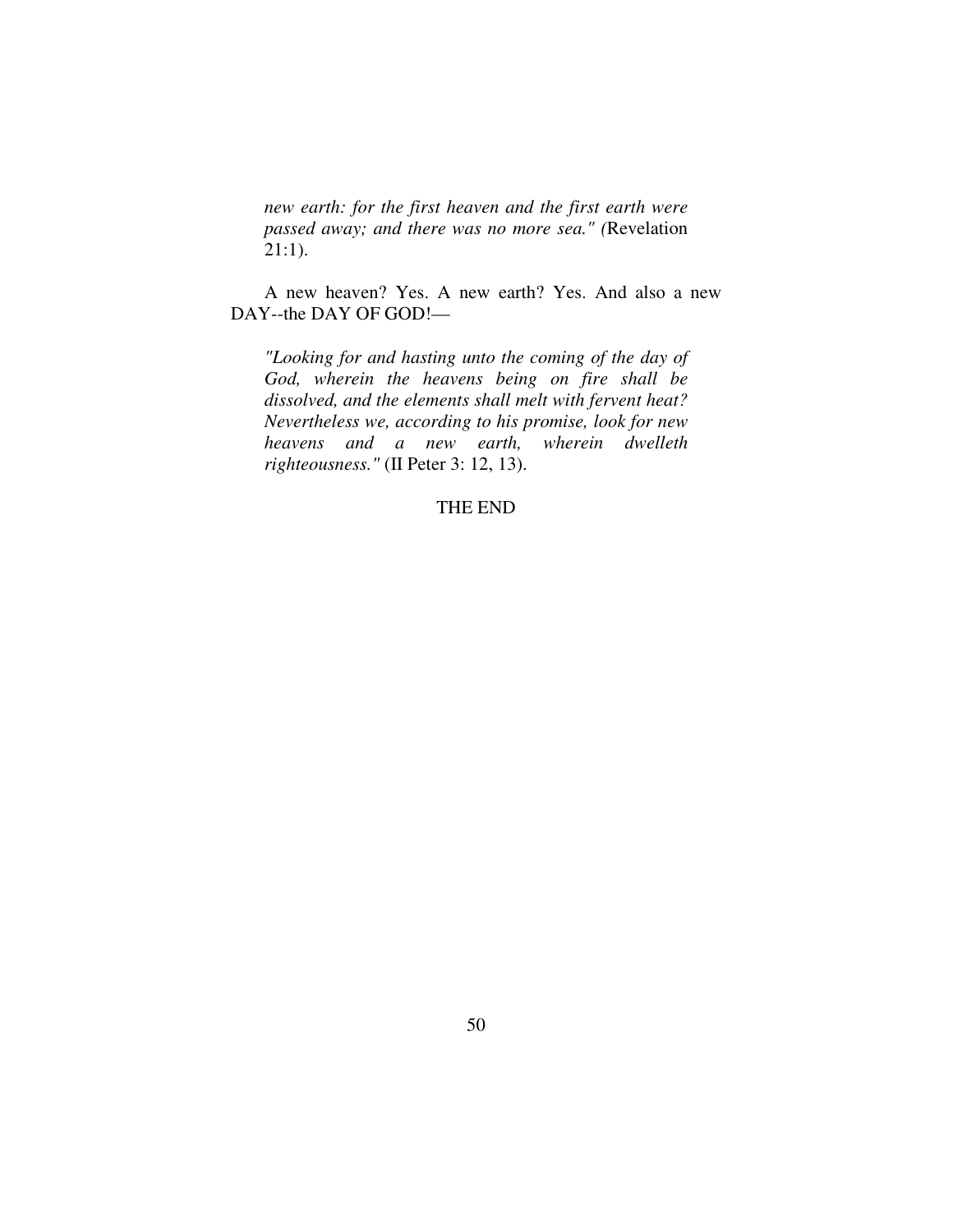*new earth: for the first heaven and the first earth were passed away; and there was no more sea." (*Revelation 21:1).

A new heaven? Yes. A new earth? Yes. And also a new DAY--the DAY OF GOD!—

*"Looking for and hasting unto the coming of the day of God, wherein the heavens being on fire shall be dissolved, and the elements shall melt with fervent heat? Nevertheless we, according to his promise, look for new heavens and a new earth, wherein dwelleth righteousness."* (II Peter 3: 12, 13).

THE END